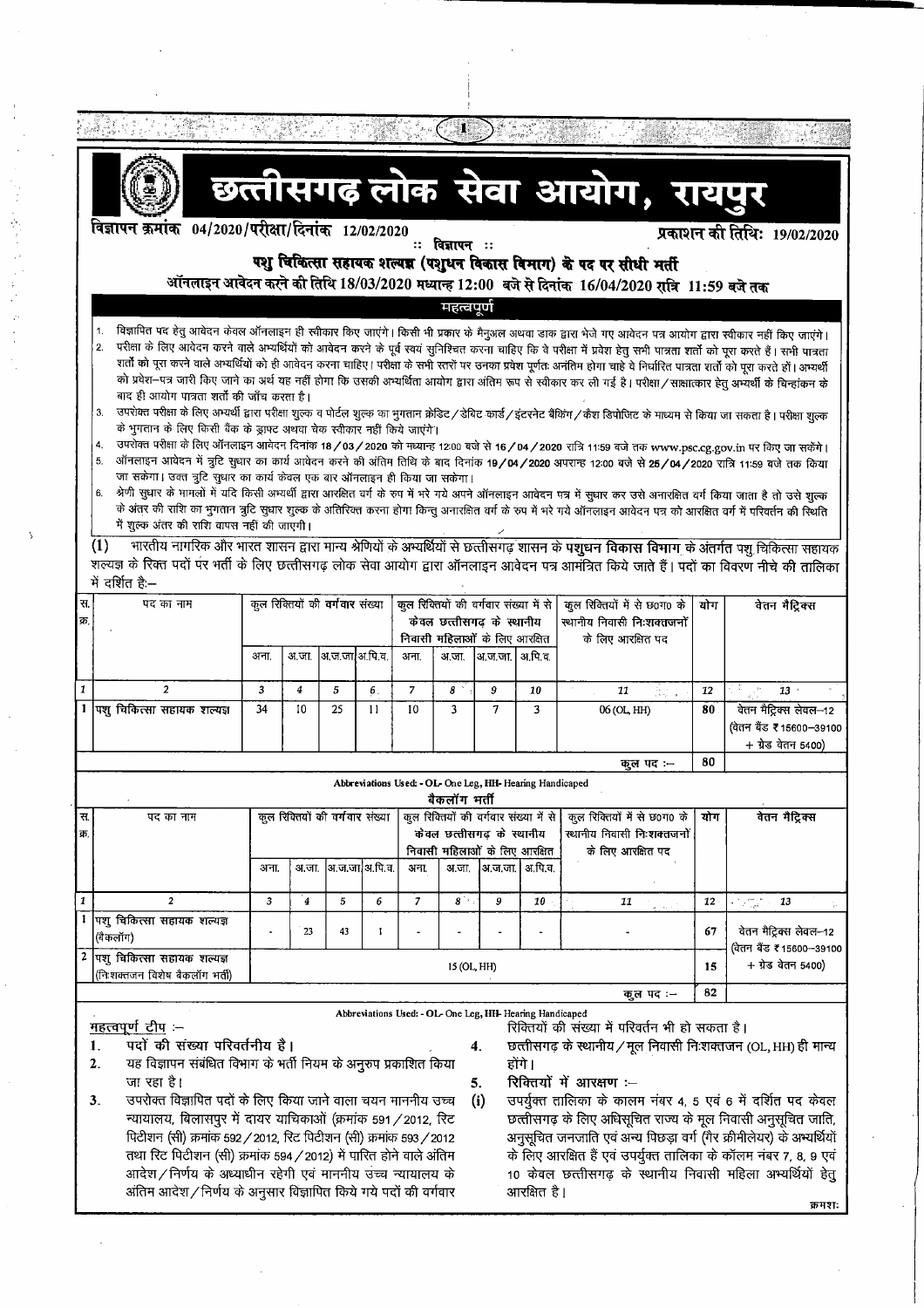# छत्तीसगढ़ लोक सेवा आयोग, रायपुर

**विज्ञापन क्रमांक 04/2020/परीक्षा/दिनांक 12/02/2020** **प्रकाशन की तिथिः 19/02/2020**

:: विज्ञापन ::

## पशु चिकित्सा सहायक शल्यज्ञ (पशुधन विकास विभाग) के पद पर सीधी भर्ती

### ऑनलाइन आवेदन करने की तिथि 18/03/2020 मध्यान्ह 12:00 बजे से दिनांक 16/04/2020 रात्रि 11:59 बजे तक

**महत्वपूर्ण**

1. विज्ञापित पद हेतु आवेदन केवल ऑनलाइन ही स्वीकार किए जाएंगे। किसी भी प्रकार के मैनुअल अथवा डाक द्वारा भेजे गए आवेदन पत्र आयोग द्वारा स्वीकार नहीं किए जाएंगे।
2. परीक्षा के लिए आवेदन करने वाले अभ्यर्थियों को आवेदन करने के पूर्व स्वयं सुनिश्चित करना चाहिए कि वे परीक्षा में प्रवेश हेतु सभी पात्रता शर्तो को पूरा करते हैं। सभी पात्रता शर्तों को पूरा करने वाले अभ्यर्थियों को ही आवेदन करना चाहिए। परीक्षा के सभी स्तरों पर उनका प्रवेश पूर्णतः अनंतिम होगा चाहे वे निर्धारित पात्रता शर्तो को पूरा करते हों। अभ्यर्थी को प्रवेश-पत्र जारी किए जाने का अर्थ यह नहीं होगा कि उसकी अभ्यर्थिता आयोग द्वारा अंतिम रूप से स्वीकार कर ली गई है। परीक्षा/साक्षात्कार हेतु अभ्यर्थी के चिन्हांकन के बाद ही आयोग पात्रता शर्तों की जाँच करता है।
3. उपरोक्त परीक्षा के लिए अभ्यर्थी द्वारा परीक्षा शुल्क व पोर्टल शुल्क का भुगतान क्रेडिट/डेबिट कार्ड/इंटरनेट बैंकिंग/कैश डिपोजिट के माध्यम से किया जा सकता है। परीक्षा शुल्क के भुगतान के लिए किसी बैंक के ड्राफ्ट अथवा चेक स्वीकार नहीं किये जाएंगे।
4. उपरोक्त परीक्षा के लिए ऑनलाइन आवेदन दिनांक 18/03/2020 को मध्यान्ह 12:00 बजे से 16/04/2020 रात्रि 11:59 बजे तक www.psc.cg.gov.in पर किए जा सकेंगे।
5. ऑनलाइन आवेदन में त्रुटि सुधार का कार्य आवेदन करने की अंतिम तिथि के बाद दिनांक 19/04/2020 अपरान्ह 12:00 बजे से 25/04/2020 रात्रि 11:59 बजे तक किया जा सकेगा। उक्त त्रुटि सुधार का कार्य केवल एक बार ऑनलाइन ही किया जा सकेगा।
6. श्रेणी सुधार के मामलों में यदि किसी अभ्यर्थी द्वारा आरक्षित वर्ग के रूप में भरे गये अपने ऑनलाइन आवेदन पत्र में सुधार कर उसे अनारक्षित वर्ग किया जाता है तो उसे शुल्क के अंतर की राशि का भुगतान त्रुटि सुधार शुल्क के अतिरिक्त करना होगा किन्तु अनारक्षित वर्ग के रूप में भरे गये ऑनलाइन आवेदन पत्र को आरक्षित वर्ग में परिवर्तन की स्थिति में शुल्क अंतर की राशि वापस नहीं की जाएगी।

(1) भारतीय नागरिक और भारत शासन द्वारा मान्य श्रेणियों से अभ्यर्थियों से छत्तीसगढ़ शासन के **पशुधन विकास विभाग** के अंतर्गत पशु चिकित्सा सहायक शल्यज्ञ के रिक्त पदों पर भर्ती के लिए छत्तीसगढ़ लोक सेवा आयोग द्वारा ऑनलाइन आवेदन पत्र आमंत्रित किये जाते हैं। पदों का विवरण नीचे की तालिका में दर्शित है:-

| स. क्र. | पद का नाम | कुल रिक्तियों की वर्गवार संख्या | | | | कुल रिक्तियों की वर्गवार संख्या में से केवल छत्तीसगढ़ के स्थानीय निवासी महिलाओं के लिए आरक्षित | | | | कुल रिक्तियों में से छ0ग0 के स्थानीय निवासी निःशक्तजनों के लिए आरक्षित पद | योग | वेतन मैट्रिक्स |
|---|---|---|---|---|---|---|---|---|---|---|---|---|
| | | अना. | अ.जा. | अ.ज.जा. | अ.पि.व. | अना. | अ.जा. | अ.ज.जा. | अ.पि.व. | | | |
| 1 | 2 | 3 | 4 | 5 | 6 | 7 | 8 | 9 | 10 | 11 | 12 | 13 |
| 1 | पशु चिकित्सा सहायक शल्यज्ञ | 34 | 10 | 25 | 11 | 10 | 3 | 7 | 3 | 06 (OL, HH) | 80 | वेतन मैट्रिक्स लेवल-12 (वेतन बैंड ₹ 15600-39100 + ग्रेड वेतन 5400) |
| | | | | | | | | | | कुल पद :- | 80 | |

Abbreviations Used: - OL- One Leg, HH- Hearing Handicaped

**बैकलॉग भर्ती**

| स. क्र. | पद का नाम | कुल रिक्तियों की वर्गवार संख्या | | | | कुल रिक्तियों की वर्गवार संख्या में से केवल छत्तीसगढ़ के स्थानीय निवासी महिलाओं के लिए आरक्षित | | | | कुल रिक्तियों में से छ0ग0 के स्थानीय निवासी निःशक्तजनों के लिए आरक्षित पद | योग | वेतन मैट्रिक्स |
|---|---|---|---|---|---|---|---|---|---|---|---|---|
| | | अना. | अ.जा. | अ.ज.जा. | अ.पि.व. | अना. | अ.जा. | अ.ज.जा. | अ.पि.व. | | | |
| 1 | 2 | 3 | 4 | 5 | 6 | 7 | 8 | 9 | 10 | 11 | 12 | 13 |
| 1 | पशु चिकित्सा सहायक शल्यज्ञ (बैंकलॉग) | - | 23 | 43 | 1 | - | - | - | - | - | 67 | वेतन मैट्रिक्स लेवल-12 (वेतन बैंड ₹ 15600-39100 + ग्रेड वेतन 5400) |
| 2 | पशु चिकित्सा सहायक शल्यज्ञ (निःशक्तजन विशेष बैकलॉग भर्ती) | 15 (OL, HH) | | | | | | | | | 15 | |
| | | | | | | | | | | कुल पद :- | 82 | |

Abbreviations Used: - OL- One Leg, HH- Hearing Handicaped

**महत्वपूर्ण टीप :-**

1. पदों की संख्या परिवर्तनीय है।
2. यह विज्ञापन संबंधित विभाग के भर्ती नियम के अनुरुप प्रकाशित किया जा रहा है।
3. उपरोक्त विज्ञापित पदों के लिए किया जाने वाला चयन माननीय उच्च न्यायालय, बिलासपुर में दायर याचिकाओं (क्रमांक 591/2012, रिट पिटीशन (सी) क्रमांक 592/2012, रिट पिटीशन (सी) क्रमांक 593/2012 तथा रिट पिटीशन (सी) क्रमांक 594/2012) में पारित होने वाले अंतिम आदेश/निर्णय के अध्याधीन रहेगी एवं माननीय उच्च न्यायालय के अंतिम आदेश/निर्णय के अनुसार विज्ञापित किये गये पदों की वर्गवार रिक्तियों की संख्या में परिवर्तन भी हो सकता है।
4. छत्तीसगढ़ के स्थानीय/मूल निवासी निःशक्तजन (OL, HH) ही मान्य होंगे।
5. रिक्तियों में आरक्षण :-

(i) उपर्युक्त तालिका के कालम नंबर 4, 5 एवं 6 में दर्शित पद केवल छत्तीसगढ़ के लिए अधिसूचित राज्य के मूल निवासी अनुसूचित जाति, अनुसूचित जनजाति एवं अन्य पिछड़ा वर्ग (गैर क्रीमीलेयर) के अभ्यर्थियों के लिए आरक्षित हैं एवं उपर्युक्त तालिका के कॉलम नंबर 7, 8, 9 एवं 10 केवल छत्तीसगढ़ के स्थानीय निवासी महिला अभ्यर्थियों हेतु आरक्षित है।

क्रमशः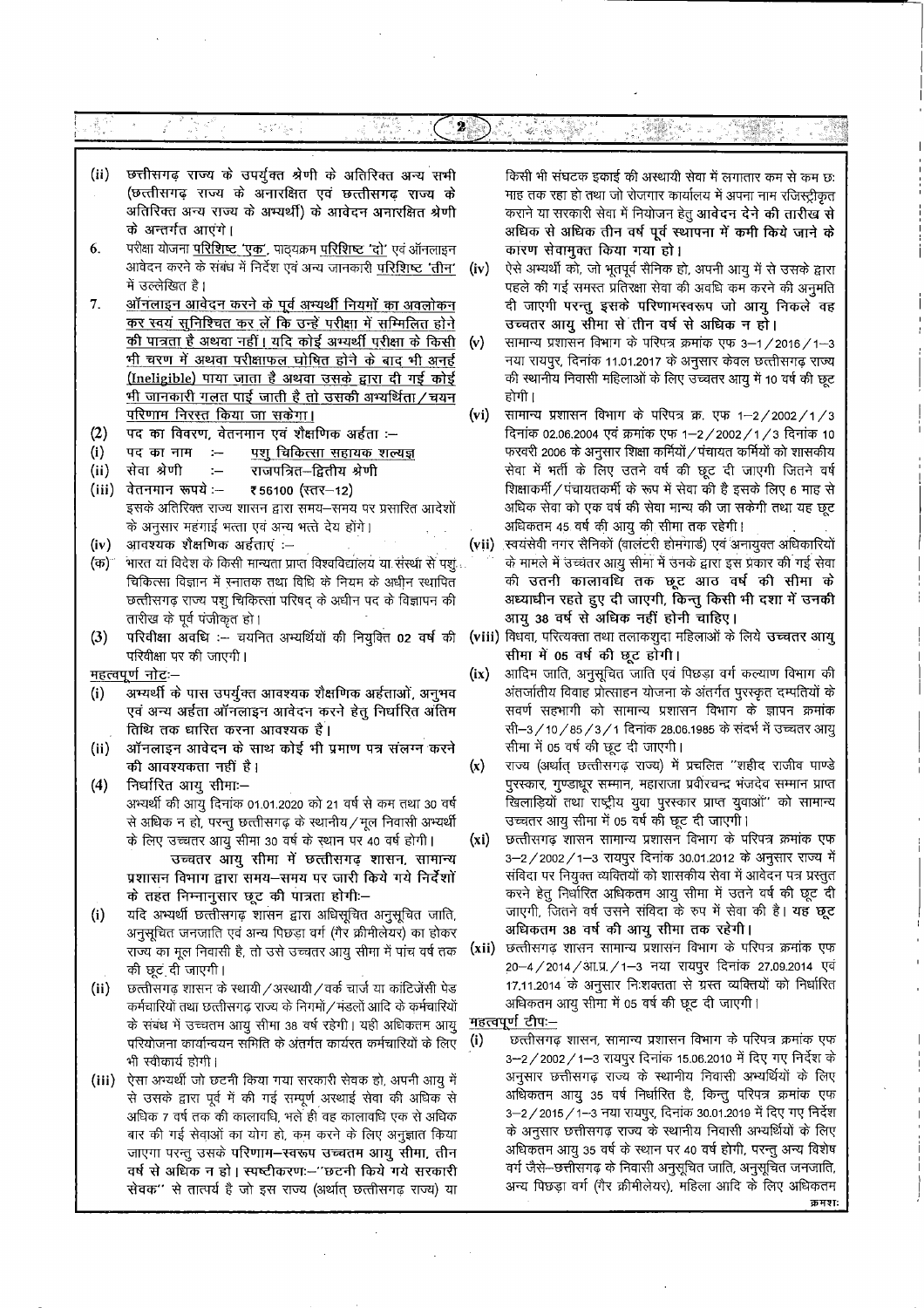(ii) छत्तीसगढ़ राज्य के उपर्युक्त श्रेणी के अतिरिक्त अन्य सभी (छत्तीसगढ़ राज्य के अनारक्षित एवं छत्तीसगढ़ राज्य के अतिरिक्त अन्य राज्य के अभ्यर्थी) के आवेदन अनारक्षित श्रेणी के अन्तर्गत आएंगे।

6. परीक्षा योजना परिशिष्ट 'एक', पाठ्यक्रम परिशिष्ट 'दो' एवं ऑनलाइन आवेदन करने के संबंध में निर्देश एवं अन्य जानकारी परिशिष्ट 'तीन' में उल्लेखित है।

7. <u>ऑनलाइन आवेदन करने के पूर्व अभ्यर्थी नियमों का अवलोकन कर स्वयं सुनिश्चित कर लें कि उन्हें परीक्षा में सम्मिलित होने की पात्रता है अथवा नहीं। यदि कोई अभ्यर्थी परीक्षा के किसी भी चरण में अथवा परीक्षाफल घोषित होने के बाद भी अनर्ह (Ineligible) पाया जाता है अथवा उसके द्वारा दी गई कोई भी जानकारी गलत पाई जाती है तो उसकी अभ्यर्थिता/चयन परिणाम निरस्त किया जा सकेगा।</u>

(2) पद का विवरण, वेतनमान एवं शैक्षणिक अर्हता :–

(i) पद का नाम :– <u>पशु चिकित्सा सहायक शल्यज्ञ</u>

(ii) सेवा श्रेणी :– राजपत्रित–द्वितीय श्रेणी

(iii) वेतनमान रूपये :– ₹56100 (स्तर–12)

इसके अतिरिक्त राज्य शासन द्वारा समय–समय पर प्रसारित आदेशों के अनुसार महंगाई भत्ता एवं अन्य भत्ते देय होंगे।

(iv) आवश्यक शैक्षणिक अर्हताएं :–

(क) भारत या विदेश के किसी मान्यता प्राप्त विश्वविद्यालय या संस्था से पशु चिकित्सा विज्ञान में स्नातक तथा विधि के नियम के अधीन स्थापित छत्तीसगढ़ राज्य पशु चिकित्सा परिषद् के अधीन पद के विज्ञापन की तारीख के पूर्व पंजीकृत हो।

(3) परिवीक्षा अवधि :– चयनित अभ्यर्थियों की नियुक्ति 02 वर्ष की परिवीक्षा पर की जाएगी।

<u>महत्वपूर्ण नोटः–</u>

(i) अभ्यर्थी के पास उपर्युक्त आवश्यक शैक्षणिक अर्हताएं, अनुभव एवं अन्य अर्हता ऑनलाइन आवेदन करने हेतु निर्धारित अंतिम तिथि तक धारित करना आवश्यक है।

(ii) ऑनलाइन आवेदन के साथ कोई भी प्रमाण पत्र संलग्न करने की आवश्यकता नहीं है।

(4) निर्धारित आयु सीमाः–

अभ्यर्थी की आयु दिनांक 01.01.2020 को 21 वर्ष से कम तथा 30 वर्ष से अधिक न हो, परन्तु छत्तीसगढ़ के स्थानीय/मूल निवासी अभ्यर्थी के लिए उच्चतर आयु सीमा 30 वर्ष के स्थान पर 40 वर्ष होगी।

**उच्चतर आयु सीमा में छत्तीसगढ़ शासन, सामान्य प्रशासन विभाग द्वारा समय–समय पर जारी किये गये निर्देशों के तहत निम्नानुसार छूट की पात्रता होगीः–**

(i) यदि अभ्यर्थी छत्तीसगढ़ शासन द्वारा अधिसूचित अनुसूचित जाति, अनुसूचित जनजाति एवं अन्य पिछड़ा वर्ग (गैर क्रीमीलेयर) का होकर राज्य का मूल निवासी है, तो उसे उच्चतर आयु सीमा में पांच वर्ष तक की छूट दी जाएगी।

(ii) छत्तीसगढ़ शासन के स्थायी/अस्थायी/वर्क चार्ज या कांटिजेंसी पेड कर्मचारियों तथा छत्तीसगढ़ राज्य के निगमों/मंडलों आदि के कर्मचारियों के संबंध में उच्चतम आयु सीमा 38 वर्ष रहेगी। यही अधिकतम आयु परियोजना कार्यान्वयन समिति के अंतर्गत कार्यरत कर्मचारियों के लिए भी स्वीकार्य होगी।

(iii) ऐसा अभ्यर्थी जो छटनी किया गया सरकारी सेवक हो, अपनी आयु में से उसके द्वारा पूर्व में की गई सम्पूर्ण अस्थाई सेवा की अधिक से अधिक 7 वर्ष तक की कालावधि, भले ही वह कालावधि एक से अधिक बार की गई सेवाओं का योग हो, कम करने के लिए अनुज्ञात किया जाएगा परन्तु उसके **परिणाम–स्वरूप उच्चतम आयु सीमा, तीन वर्ष से अधिक न हो।** स्पष्टीकरणः–"छटनी किये गये सरकारी सेवक" से तात्पर्य है जो इस राज्य (अर्थात् छत्तीसगढ़ राज्य) या किसी भी संघटक इकाई की अस्थायी सेवा में लगातार कम से कम छः माह तक रहा हो तथा जो रोजगार कार्यालय में अपना नाम रजिस्ट्रीकृत कराने या सरकारी सेवा में नियोजन हेतु **आवेदन देने की तारीख से अधिक से अधिक तीन वर्ष पूर्व स्थापना में कमी किये जाने के कारण सेवामुक्त किया गया हो।**

(iv) ऐसे अभ्यर्थी को, जो भूतपूर्व सैनिक हो, अपनी आयु में से उसके द्वारा पहले की गई समस्त प्रतिरक्षा सेवा की अवधि कम करने की अनुमति दी जाएगी **परन्तु इसके परिणामस्वरूप जो आयु निकले वह उच्चतर आयु सीमा से तीन वर्ष से अधिक न हो।**

(v) सामान्य प्रशासन विभाग के परिपत्र क्रमांक एफ 3–1/2016/1–3 नया रायपुर, दिनांक 11.01.2017 के अनुसार केवल छत्तीसगढ़ राज्य की स्थानीय निवासी महिलाओं के लिए उच्चतर आयु में 10 वर्ष की छूट होगी।

(vi) सामान्य प्रशासन विभाग के परिपत्र क्र. एफ 1–2/2002/1/3 दिनांक 02.06.2004 एवं क्रमांक एफ 1–2/2002/1/3 दिनांक 10 फरवरी 2006 के अनुसार शिक्षा कर्मियों/पंचायत कर्मियों को शासकीय सेवा में भर्ती के लिए उतने वर्ष की छूट दी जाएगी जितने वर्ष शिक्षाकर्मी/पंचायतकर्मी के रूप में सेवा की है इसके लिए 6 माह से अधिक सेवा को एक वर्ष की सेवा मान्य की जा सकेगी तथा यह छूट अधिकतम 45 वर्ष की आयु की सीमा तक रहेगी।

(vii) स्वयंसेवी नगर सैनिकों (वालंटरी होमगार्ड) एवं अनायुक्त अधिकारियों के मामले में उच्चतर आयु सीमा में उनके द्वारा इस प्रकार की गई सेवा **की उतनी कालावधि तक छूट आठ वर्ष की सीमा के अध्याधीन रहते हुए दी जाएगी, किन्तु किसी भी दशा में उनकी आयु 38 वर्ष से अधिक नहीं होनी चाहिए।**

(viii) विधवा, परित्यक्ता तथा तलाकशुदा महिलाओं के लिये **उच्चतर आयु सीमा में 05 वर्ष की छूट होगी।**

(ix) आदिम जाति, अनुसूचित जाति एवं पिछड़ा वर्ग कल्याण विभाग की अंतर्जातीय विवाह प्रोत्साहन योजना के अंतर्गत पुरस्कृत दम्पतियों के सवर्ण सहभागी को सामान्य प्रशासन विभाग के ज्ञापन क्रमांक सी–3/10/85/3/1 दिनांक 28.06.1985 के संदर्भ में उच्चतर आयु सीमा में 05 वर्ष की छूट दी जाएगी।

(x) राज्य (अर्थात् छत्तीसगढ़ राज्य) में प्रचलित "शहीद राजीव पाण्डे पुरस्कार, गुण्डाधूर सम्मान, महाराजा प्रवीरचन्द्र भंजदेव सम्मान प्राप्त खिलाड़ियों तथा राष्ट्रीय युवा पुरस्कार प्राप्त युवाओं" को सामान्य उच्चतर आयु सीमा में 05 वर्ष की छूट दी जाएगी।

(xi) छत्तीसगढ़ शासन सामान्य प्रशासन विभाग के परिपत्र क्रमांक एफ 3–2/2002/1–3 रायपुर दिनांक 30.01.2012 के अनुसार राज्य में संविदा पर नियुक्त व्यक्तियों को शासकीय सेवा में आवेदन पत्र प्रस्तुत करने हेतु निर्धारित अधिकतम आयु सीमा में उतने वर्ष की छूट दी जाएगी, जितने वर्ष उसने संविदा के रुप में सेवा की है। **यह छूट अधिकतम 38 वर्ष की आयु सीमा तक रहेगी।**

(xii) छत्तीसगढ़ शासन सामान्य प्रशासन विभाग के परिपत्र क्रमांक एफ 20–4/2014/आ.प्र./1–3 नया रायपुर दिनांक 27.09.2014 एवं 17.11.2014 के अनुसार निःशक्तता से ग्रस्त व्यक्तियों को निर्धारित अधिकतम आयु सीमा में 05 वर्ष की छूट दी जाएगी।

<u>महत्वपूर्ण टीपः–</u>

(i) छत्तीसगढ़ शासन, सामान्य प्रशासन विभाग के परिपत्र क्रमांक एफ 3–2/2002/1–3 रायपुर दिनांक 15.06.2010 में दिए गए निर्देश के अनुसार छत्तीसगढ़ राज्य के स्थानीय निवासी अभ्यर्थियों के लिए अधिकतम आयु 35 वर्ष निर्धारित है, किन्तु परिपत्र क्रमांक एफ 3–2/2015/1–3 नया रायपुर, दिनांक 30.01.2019 में दिए गए निर्देश के अनुसार छत्तीसगढ़ राज्य के स्थानीय निवासी अभ्यर्थियों के लिए अधिकतम आयु 35 वर्ष के स्थान पर 40 वर्ष होगी, परन्तु अन्य विशेष वर्ग जैसे–छत्तीसगढ़ के निवासी अनुसूचित जाति, अनुसूचित जनजाति, अन्य पिछड़ा वर्ग (गैर क्रीमीलेयर), महिला आदि के लिए अधिकतम

क्रमशः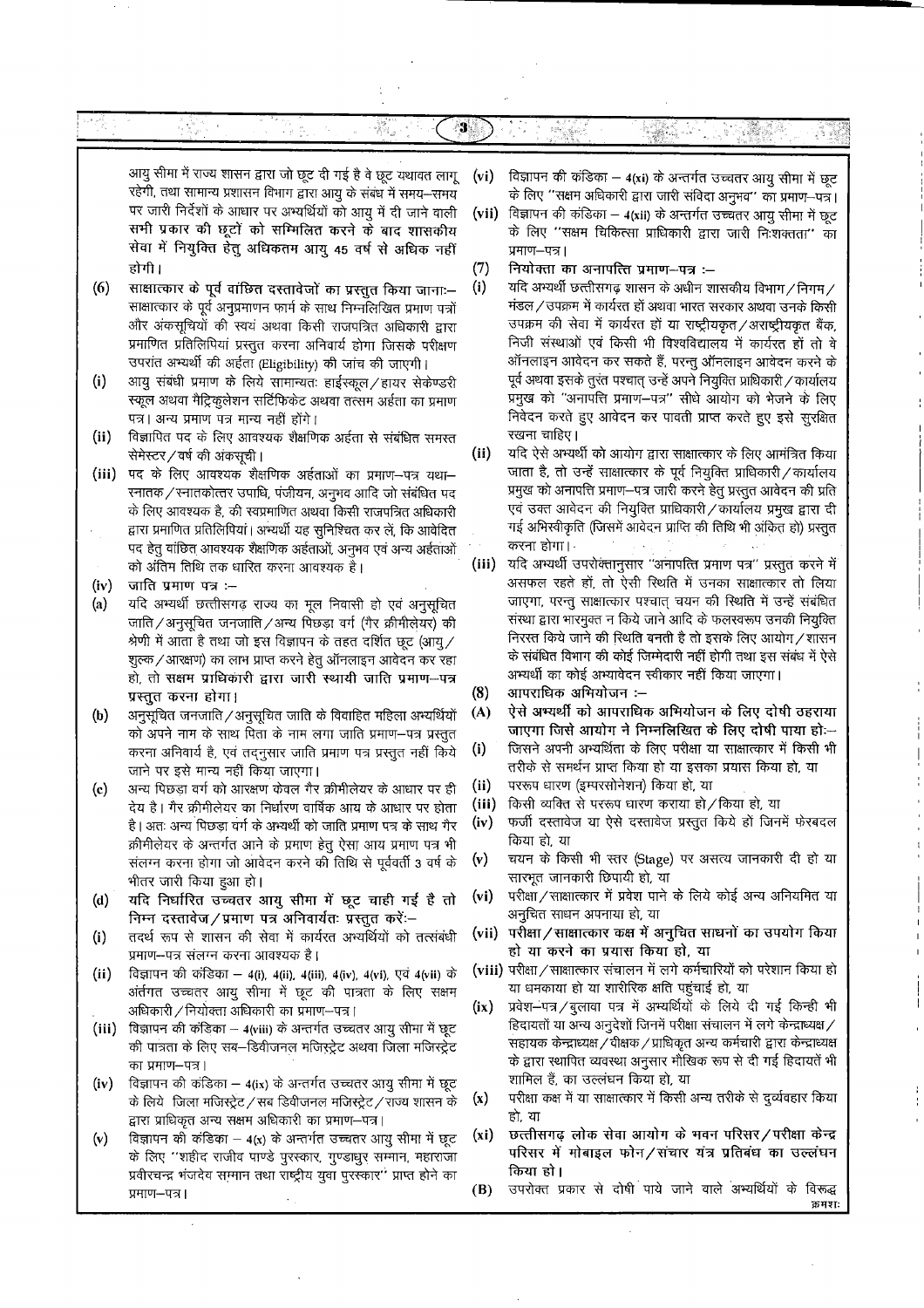आयु सीमा में राज्य शासन द्वारा जो छूट दी गई है वे छूट यथावत लागू रहेगी, तथा सामान्य प्रशासन विभाग द्वारा आयु के संबंध में समय–समय पर जारी निर्देशों के आधार पर अभ्यर्थियों को आयु में दी जाने वाली **सभी प्रकार की छूटों को सम्मिलित करने के बाद शासकीय सेवा में नियुक्ति हेतु अधिकतम आयु 45 वर्ष से अधिक नहीं होगी।**

**(6) साक्षात्कार के पूर्व वांछित दस्तावेजों का प्रस्तुत किया जाना:–** साक्षात्कार के पूर्व अनुप्रमाणन फार्म के साथ निम्नलिखित प्रमाण पत्रों और अंकसूचियों की स्वयं अथवा किसी राजपत्रित अधिकारी द्वारा प्रमाणित प्रतिलिपियां प्रस्तुत करना अनिवार्य होगा जिसके परीक्षण उपरांत अभ्यर्थी की अर्हता (Eligibility) की जांच की जाएगी।

**(i)** आयु संबंधी प्रमाण के लिये सामान्यतः हाईस्कूल/हायर सेकेण्डरी स्कूल अथवा मैट्रिकुलेशन सर्टिफिकेट अथवा तत्सम अर्हता का प्रमाण पत्र। अन्य प्रमाण पत्र मान्य नहीं होंगे।

**(ii)** विज्ञापित पद के लिए आवश्यक शैक्षणिक अर्हता से संबंधित समस्त सेमेस्टर/वर्ष की अंकसूची।

**(iii)** पद के लिए आवश्यक शैक्षणिक अर्हताओं का प्रमाण–पत्र यथा–स्नातक/स्नातकोत्तर उपाधि, पंजीयन, अनुभव आदि जो संबंधित पद के लिए आवश्यक है, की स्वप्रमाणित अथवा किसी राजपत्रित अधिकारी द्वारा प्रमाणित प्रतिलिपियां। अभ्यर्थी यह सुनिश्चित कर लें, कि आवेदित पद हेतु वांछित आवश्यक शैक्षणिक अर्हताओं, अनुभव एवं अन्य अर्हताओं को अंतिम तिथि तक धारित करना आवश्यक है।

**(iv)** जाति प्रमाण पत्र :–

**(a)** यदि अभ्यर्थी छत्तीसगढ़ राज्य का मूल निवासी हो एवं अनुसूचित जाति/अनुसूचित जनजाति/अन्य पिछड़ा वर्ग (गैर क्रीमीलेयर) की श्रेणी में आता है तथा जो इस विज्ञापन के तहत दर्शित छूट (आयु/शुल्क/आरक्षण) का लाभ प्राप्त करने हेतु ऑनलाइन आवेदन कर रहा हो, तो **सक्षम प्राधिकारी द्वारा जारी स्थायी जाति प्रमाण–पत्र प्रस्तुत करना होगा।**

**(b)** अनुसूचित जनजाति/अनुसूचित जाति के विवाहित महिला अभ्यर्थियों को अपने नाम के साथ पिता के नाम लगा जाति प्रमाण–पत्र प्रस्तुत करना अनिवार्य है, एवं तद्नुसार जाति प्रमाण पत्र प्रस्तुत नहीं किये जाने पर इसे मान्य नहीं किया जाएगा।

**(c)** अन्य पिछड़ा वर्ग को आरक्षण केवल गैर क्रीमीलेयर के आधार पर ही देय है। गैर क्रीमीलेयर का निर्धारण वार्षिक आय के आधार पर होता है। अतः अन्य पिछड़ा वर्ग के अभ्यर्थी को जाति प्रमाण पत्र के साथ गैर क्रीमीलेयर के अन्तर्गत आने के प्रमाण हेतु ऐसा आय प्रमाण पत्र भी संलग्न करना होगा जो आवेदन करने की तिथि से पूर्ववर्ती 3 वर्ष के भीतर जारी किया हुआ हो।

**(d) यदि निर्धारित उच्चतर आयु सीमा में छूट चाही गई है तो निम्न दस्तावेज/प्रमाण पत्र अनिवार्यतः प्रस्तुत करें:–**

**(i)** तदर्थ रूप से शासन की सेवा में कार्यरत अभ्यर्थियों को तत्संबंधी प्रमाण–पत्र संलग्न करना आवश्यक है।

**(ii)** विज्ञापन की कंडिका – 4(i), 4(ii), 4(iii), 4(iv), 4(vi), एवं 4(vii) के अंतर्गत उच्चतर आयु सीमा में छूट की पात्रता के लिए सक्षम अधिकारी/नियोक्ता अधिकारी का प्रमाण–पत्र।

**(iii)** विज्ञापन की कंडिका – 4(viii) के अन्तर्गत उच्चतर आयु सीमा में छूट की पात्रता के लिए सब–डिवीजनल मजिस्ट्रेट अथवा जिला मजिस्ट्रेट का प्रमाण–पत्र।

**(iv)** विज्ञापन की कंडिका – 4(ix) के अन्तर्गत उच्चतर आयु सीमा में छूट के लिये जिला मजिस्ट्रेट/सब डिवीजनल मजिस्ट्रेट/राज्य शासन के द्वारा प्राधिकृत अन्य सक्षम अधिकारी का प्रमाण–पत्र।

**(v)** विज्ञापन की कंडिका – 4(x) के अन्तर्गत उच्चतर आयु सीमा में छूट के लिए "शहीद राजीव पाण्डे पुरस्कार, गुण्डाधुर सम्मान, महाराजा प्रवीरचन्द्र भंजदेव सम्मान तथा राष्ट्रीय युवा पुरस्कार" प्राप्त होने का प्रमाण–पत्र।

**(vi)** विज्ञापन की कंडिका – 4(xi) के अन्तर्गत उच्चतर आयु सीमा में छूट के लिए "सक्षम अधिकारी द्वारा जारी संविदा अनुभव" का प्रमाण–पत्र।

**(vii)** विज्ञापन की कंडिका – 4(xii) के अन्तर्गत उच्चतर आयु सीमा में छूट के लिए "सक्षम चिकित्सा प्राधिकारी द्वारा जारी निःशक्तता" का प्रमाण–पत्र।

**(7) नियोक्ता का अनापत्ति प्रमाण–पत्र :–**

**(i)** यदि अभ्यर्थी छत्तीसगढ़ शासन के अधीन शासकीय विभाग/निगम/मंडल/उपक्रम में कार्यरत हों अथवा भारत सरकार अथवा उनके किसी उपक्रम की सेवा में कार्यरत हों या राष्ट्रीयकृत/अराष्ट्रीयकृत बैंक, निजी संस्थाओं एवं किसी भी विश्वविद्यालय में कार्यरत हों तो वे ऑनलाइन आवेदन कर सकते हैं, परन्तु ऑनलाइन आवेदन करने के पूर्व अथवा इसके तुरंत पश्चात् उन्हें अपने नियुक्ति प्राधिकारी/कार्यालय प्रमुख को "अनापत्ति प्रमाण–पत्र" सीधे आयोग को भेजने के लिए निवेदन करते हुए आवेदन कर पावती प्राप्त करते हुए इसे सुरक्षित रखना चाहिए।

**(ii)** यदि ऐसे अभ्यर्थी को आयोग द्वारा साक्षात्कार के लिए आमंत्रित किया जाता है, तो उन्हें साक्षात्कार के पूर्व नियुक्ति प्राधिकारी/कार्यालय प्रमुख को अनापत्ति प्रमाण–पत्र जारी करने हेतु प्रस्तुत आवेदन की प्रति एवं उक्त आवेदन की नियुक्ति प्राधिकारी/कार्यालय प्रमुख द्वारा दी गई अभिस्वीकृति (जिसमें आवेदन प्राप्ति की तिथि भी अंकित हो) प्रस्तुत करना होगा।

**(iii)** यदि अभ्यर्थी उपरोक्तानुसार "अनापत्ति प्रमाण पत्र" प्रस्तुत करने में असफल रहते हों, तो ऐसी स्थिति में उनका साक्षात्कार तो लिया जाएगा, परन्तु साक्षात्कार पश्चात् चयन की स्थिति में उन्हें संबंधित संस्था द्वारा भारमुक्त न किये जाने आदि के फलस्वरूप उनकी नियुक्ति निरस्त किये जाने की स्थिति बनती है तो इसके लिए आयोग/शासन के संबंधित विभाग की कोई जिम्मेदारी नहीं होगी तथा इस संबंध में ऐसे अभ्यर्थी का कोई अभ्यावेदन स्वीकार नहीं किया जाएगा।

**(8) आपराधिक अभियोजन :–**

**(A) ऐसे अभ्यर्थी को आपराधिक अभियोजन के लिए दोषी ठहराया जाएगा जिसे आयोग ने निम्नलिखित के लिए दोषी पाया हो:–**

**(i)** जिसने अपनी अभ्यर्थिता के लिए परीक्षा या साक्षात्कार में किसी भी तरीके से समर्थन प्राप्त किया हो या इसका प्रयास किया हो, या

**(ii)** पररूप धारण (इम्परसोनेशन) किया हो, या

**(iii)** किसी व्यक्ति से पररूप धारण कराया हो/किया हो, या

**(iv)** फर्जी दस्तावेज या ऐसे दस्तावेज प्रस्तुत किये हों जिनमें फेरबदल किया हो, या

**(v)** चयन के किसी भी स्तर (Stage) पर असत्य जानकारी दी हो या सारभूत जानकारी छिपायी हो, या

**(vi)** परीक्षा/साक्षात्कार में प्रवेश पाने के लिये कोई अन्य अनियमित या अनुचित साधन अपनाया हो, या

**(vii) परीक्षा/साक्षात्कार कक्ष में अनुचित साधनों का उपयोग किया हो या करने का प्रयास किया हो, या**

**(viii)** परीक्षा/साक्षात्कार संचालन में लगे कर्मचारियों को परेशान किया हो या धमकाया हो या शारीरिक क्षति पहुंचाई हो, या

**(ix)** प्रवेश–पत्र/बुलावा पत्र में अभ्यर्थियों के लिये दी गई किन्ही भी हिदायतों या अन्य अनुदेशों जिनमें परीक्षा संचालन में लगे केन्द्राध्यक्ष/सहायक केन्द्राध्यक्ष/वीक्षक/प्राधिकृत अन्य कर्मचारी द्वारा केन्द्राध्यक्ष के द्वारा स्थापित व्यवस्था अनुसार मौखिक रूप से दी गई हिदायतें भी शामिल हैं, का उल्लंघन किया हो, या

**(x)** परीक्षा कक्ष में या साक्षात्कार में किसी अन्य तरीके से दुर्व्यवहार किया हो, या

**(xi) छत्तीसगढ़ लोक सेवा आयोग के भवन परिसर/परीक्षा केन्द्र परिसर में मोबाइल फोन/संचार यंत्र प्रतिबंध का उल्लंघन किया हो।**

**(B)** उपरोक्त प्रकार से दोषी पाये जाने वाले अभ्यर्थियों के विरुद्ध

क्रमशः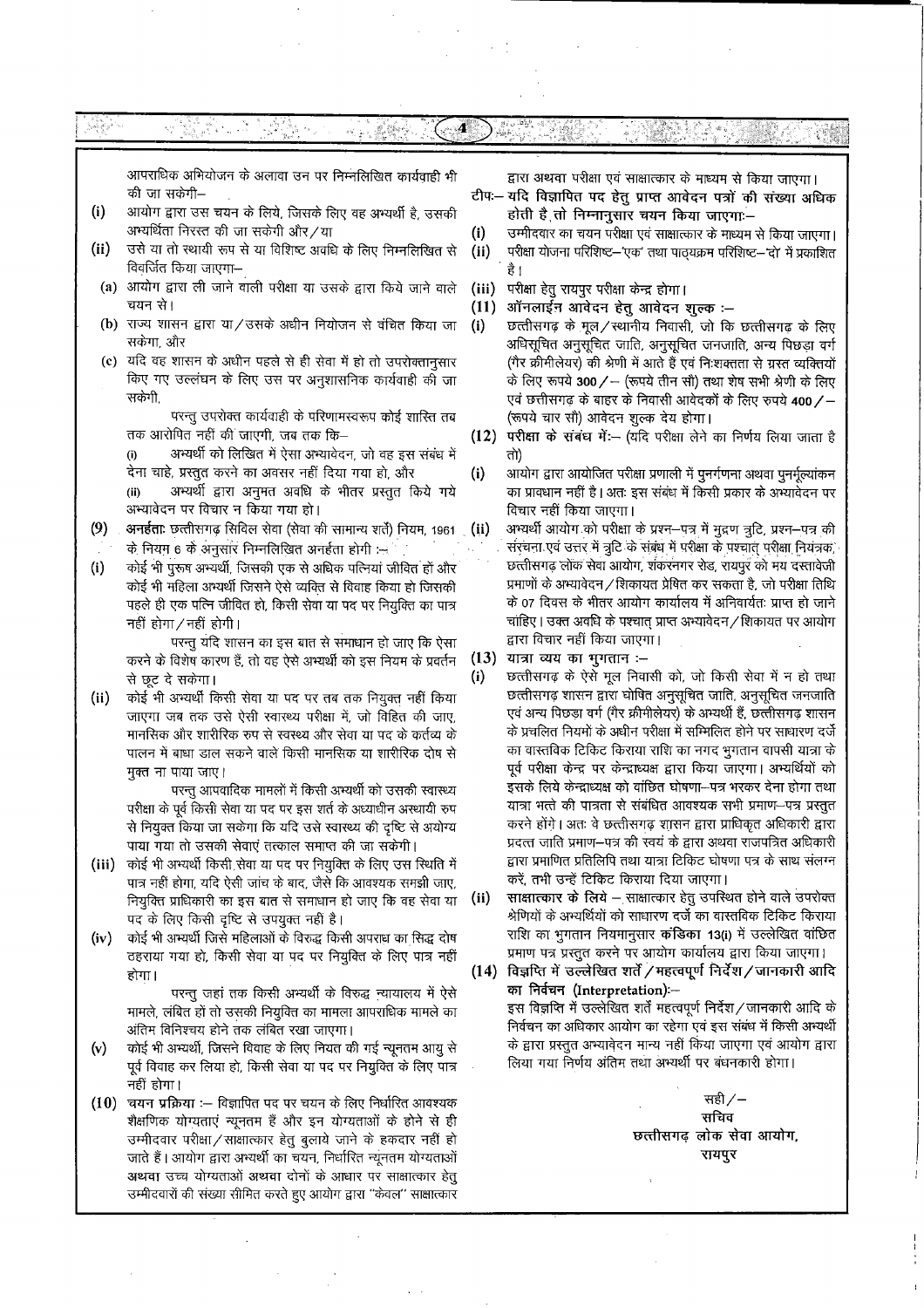आपराधिक अभियोजन के अलावा उन पर निम्नलिखित कार्यवाही भी की जा सकेगी–

(i) आयोग द्वारा उस चयन के लिये, जिसके लिए वह अभ्यर्थी है, उसकी अभ्यर्थिता निरस्त की जा सकेगी और/या

(ii) उसे या तो स्थायी रूप से या विशिष्ट अवधि के लिए निम्नलिखित से विवर्जित किया जाएगा–

(a) आयोग द्वारा ली जाने वाली परीक्षा या उसके द्वारा किये जाने वाले चयन से।

(b) राज्य शासन द्वारा या/उसके अधीन नियोजन से वंचित किया जा सकेगा, और

(c) यदि वह शासन के अधीन पहले से ही सेवा में हो तो उपरोक्तानुसार किए गए उल्लंघन के लिए उस पर अनुशासनिक कार्यवाही की जा सकेगी,

परन्तु उपरोक्त कार्यवाही के परिणामस्वरूप कोई शास्ति तब तक आरोपित नहीं की जाएगी, जब तक कि–

(i) अभ्यर्थी को लिखित में ऐसा अभ्यावेदन, जो वह इस संबंध में देना चाहे, प्रस्तुत करने का अवसर नहीं दिया गया हो, और

(ii) अभ्यर्थी द्वारा अनुमत अवधि के भीतर प्रस्तुत किये गये अभ्यावेदन पर विचार न किया गया हो।

**(9) अनर्हताः** छत्तीसगढ़ सिविल सेवा (सेवा की सामान्य शर्तें) नियम, 1961 के नियम 6 के अनुसार निम्नलिखित अनर्हता होगी :–

(i) कोई भी पुरूष अभ्यर्थी, जिसकी एक से अधिक पत्नियां जीवित हों और कोई भी महिला अभ्यर्थी जिसने ऐसे व्यक्ति से विवाह किया हो जिसकी पहले ही एक पत्नि जीवित हो, किसी सेवा या पद पर नियुक्ति का पात्र नहीं होगा/नहीं होगी।

परन्तु यदि शासन का इस बात से समाधान हो जाए कि ऐसा करने के विशेष कारण हैं, तो वह ऐसे अभ्यर्थी को इस नियम के प्रवर्तन से छूट दे सकेगा।

(ii) कोई भी अभ्यर्थी किसी सेवा या पद पर तब तक नियुक्त नहीं किया जाएगा जब तक उसे ऐसी स्वास्थ्य परीक्षा में, जो विहित की जाए, मानसिक और शारीरिक रुप से स्वस्थ्य और सेवा या पद के कर्तव्य के पालन में बाधा डाल सकने वाले किसी मानसिक या शारीरिक दोष से मुक्त ना पाया जाए।

परन्तु आपवादिक मामलों में किसी अभ्यर्थी को उसकी स्वास्थ्य परीक्षा के पूर्व किसी सेवा या पद पर इस शर्त के अध्याधीन अस्थायी रुप से नियुक्त किया जा सकेगा कि यदि उसे स्वास्थ्य की दृष्टि से अयोग्य पाया गया तो उसकी सेवाएं तत्काल समाप्त की जा सकेगी।

(iii) कोई भी अभ्यर्थी किसी सेवा या पद पर नियुक्ति के लिए उस स्थिति में पात्र नहीं होगा, यदि ऐसी जांच के बाद, जैसे कि आवश्यक समझी जाए, नियुक्ति प्राधिकारी का इस बात से समाधान हो जाए कि वह सेवा या पद के लिए किसी दृष्टि से उपयुक्त नहीं है।

(iv) कोई भी अभ्यर्थी जिसे महिलाओं के विरुद्ध किसी अपराध का सिद्ध दोष ठहराया गया हो, किसी सेवा या पद पर नियुक्ति के लिए पात्र नहीं होगा।

परन्तु जहां तक किसी अभ्यर्थी के विरुद्ध न्यायालय में ऐसे मामले, लंबित हों तो उसकी नियुक्ति का मामला आपराधिक मामले का अंतिम विनिश्चय होने तक लंबित रखा जाएगा।

(v) कोई भी अभ्यर्थी, जिसने विवाह के लिए नियत की गई न्यूनतम आयु से पूर्व विवाह कर लिया हो, किसी सेवा या पद पर नियुक्ति के लिए पात्र नहीं होगा।

**(10) चयन प्रक्रिया :–** विज्ञापित पद पर चयन के लिए निर्धारित आवश्यक शैक्षणिक योग्यताएं न्यूनतम हैं और इन योग्यताओं के होने से ही उम्मीदवार परीक्षा/साक्षात्कार हेतु बुलाये जाने के हकदार नहीं हो जाते हैं। आयोग द्वारा अभ्यर्थी का चयन, निर्धारित न्यूनतम योग्यताओं **अथवा** उच्च योग्यताओं **अथवा** दोनों के आधार पर साक्षात्कार हेतु उम्मीदवारों की संख्या सीमित करते हुए आयोग द्वारा "केवल" साक्षात्कार द्वारा अथवा परीक्षा एवं साक्षात्कार के माध्यम से किया जाएगा।

**टीपः– यदि विज्ञापित पद हेतु प्राप्त आवेदन पत्रों की संख्या अधिक होती है, तो निम्नानुसार चयन किया जाएगाः–**

(i) उम्मीदवार का चयन परीक्षा एवं साक्षात्कार के माध्यम से किया जाएगा।

(ii) परीक्षा योजना परिशिष्ट–'एक' तथा पाठ्यक्रम परिशिष्ट–'दो' में प्रकाशित है।

(iii) परीक्षा हेतु रायपुर परीक्षा केन्द्र होगा।

**(11) ऑनलाईन आवेदन हेतु आवेदन शुल्क :–**

(i) छत्तीसगढ़ के मूल/स्थानीय निवासी, जो कि छत्तीसगढ़ के लिए अधिसूचित अनुसूचित जाति, अनुसूचित जनजाति, अन्य पिछड़ा वर्ग (गैर क्रीमीलेयर) की श्रेणी में आते हैं एवं निःशक्तता से ग्रस्त व्यक्तियों के लिए रूपये **300/–** (रूपये तीन सौ) तथा शेष सभी श्रेणी के लिए एवं छत्तीसगढ़ के बाहर के निवासी आवेदकों के लिए रुपये **400/–** (रूपये चार सौ) आवेदन शुल्क देय होगा।

**(12) परीक्षा के संबंध में:–** (यदि परीक्षा लेने का निर्णय लिया जाता है तो)

(i) आयोग द्वारा आयोजित परीक्षा प्रणाली में पुनर्गणना अथवा पुनर्मूल्यांकन का प्रावधान नहीं है। अतः इस संबंध में किसी प्रकार के अभ्यावेदन पर विचार नहीं किया जाएगा।

(ii) अभ्यर्थी आयोग को परीक्षा के प्रश्न–पत्र में मुद्रण त्रुटि, प्रश्न–पत्र की संरचना एवं उत्तर में त्रुटि के संबंध में परीक्षा के पश्चात् परीक्षा नियंत्रक, छत्तीसगढ़ लोक सेवा आयोग, शंकरनगर रोड, रायपुर को मय दस्तावेजी प्रमाणों के अभ्यावेदन/शिकायत प्रेषित कर सकता है, जो परीक्षा तिथि के 07 दिवस के भीतर आयोग कार्यालय में अनिवार्यतः प्राप्त हो जाने चाहिए। उक्त अवधि के पश्चात् प्राप्त अभ्यावेदन/शिकायत पर आयोग द्वारा विचार नहीं किया जाएगा।

**(13) यात्रा व्यय का भुगतान :–**

(i) छत्तीसगढ़ के ऐसे मूल निवासी को, जो किसी सेवा में न हो तथा छत्तीसगढ़ शासन द्वारा घोषित अनुसूचित जाति, अनुसूचित जनजाति एवं अन्य पिछड़ा वर्ग (गैर क्रीमीलेयर) के अभ्यर्थी हैं, छत्तीसगढ़ शासन के प्रचलित नियमों के अधीन परीक्षा में सम्मिलित होने पर साधारण दर्जे का वास्तविक टिकिट किराया राशि का नगद भुगतान वापसी यात्रा के पूर्व परीक्षा केन्द्र पर केन्द्राध्यक्ष द्वारा किया जाएगा। अभ्यर्थियों को इसके लिये केन्द्राध्यक्ष को वांछित घोषणा–पत्र भरकर देना होगा तथा यात्रा भत्ते की पात्रता से संबंधित आवश्यक सभी प्रमाण–पत्र प्रस्तुत करने होंगे। अतः वे छत्तीसगढ़ शासन द्वारा प्राधिकृत अधिकारी द्वारा प्रदत्त जाति प्रमाण–पत्र की स्वयं के द्वारा अथवा राजपत्रित अधिकारी द्वारा प्रमाणित प्रतिलिपि तथा यात्रा टिकिट घोषणा पत्र के साथ संलग्न करें, तभी उन्हें टिकिट किराया दिया जाएगा।

(ii) **साक्षात्कार के लिये** – साक्षात्कार हेतु उपस्थित होने वाले उपरोक्त श्रेणियों के अभ्यर्थियों को साधारण दर्जे का वास्तविक टिकिट किराया राशि का भुगतान नियमानुसार **कंडिका 13(i)** में उल्लेखित वांछित प्रमाण पत्र प्रस्तुत करने पर आयोग कार्यालय द्वारा किया जाएगा।

**(14) विज्ञप्ति में उल्लेखित शर्तें/महत्वपूर्ण निर्देश/जानकारी आदि का निर्वचन (Interpretation):–**

इस विज्ञप्ति में उल्लेखित शर्तें महत्वपूर्ण निर्देश/जानकारी आदि के निर्वचन का अधिकार आयोग का रहेगा एवं इस संबंध में किसी अभ्यर्थी के द्वारा प्रस्तुत अभ्यावेदन मान्य नहीं किया जाएगा एवं आयोग द्वारा लिया गया निर्णय अंतिम तथा अभ्यर्थी पर बंधनकारी होगा।

सही/–
**सचिव**
**छत्तीसगढ़ लोक सेवा आयोग,**
**रायपुर**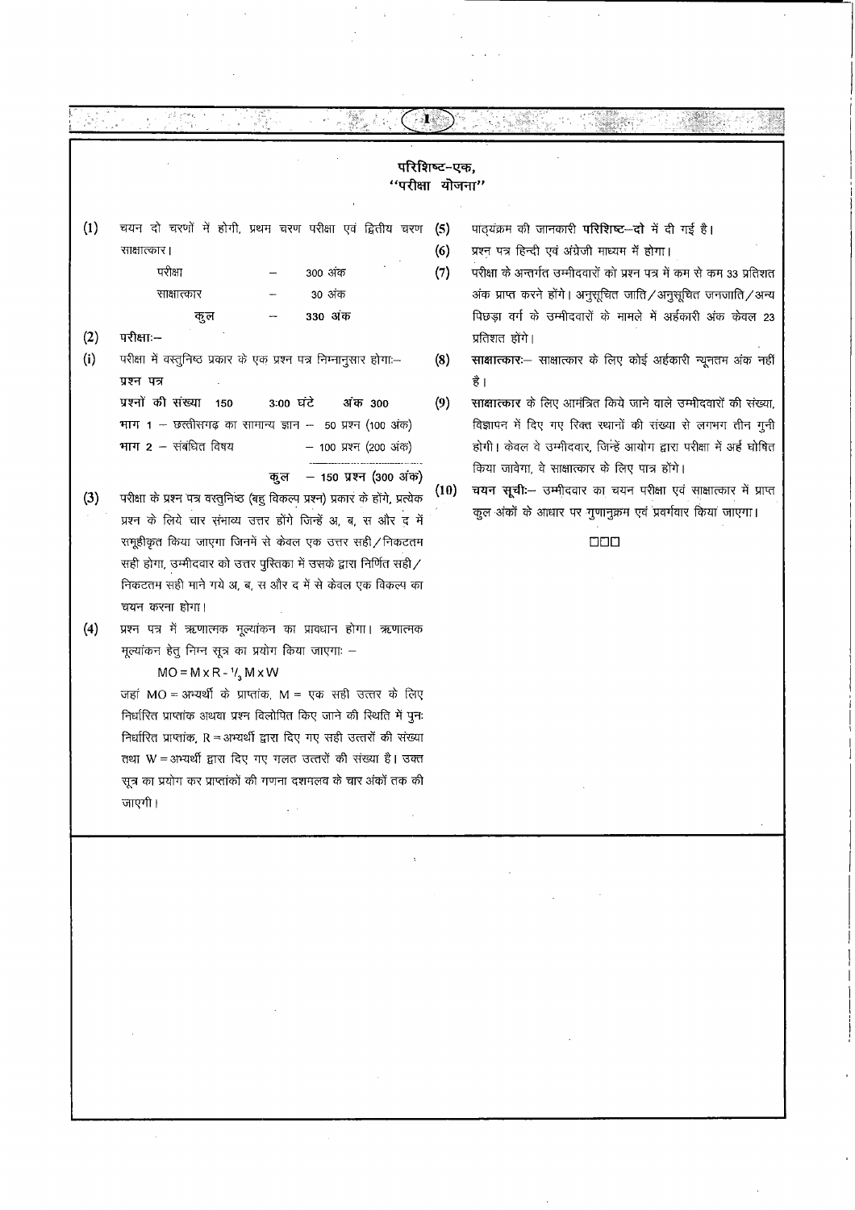# परिशिष्ट–एक,
## "परीक्षा योजना"

(1) चयन दो चरणों में होगी, प्रथम चरण परीक्षा एवं द्वितीय चरण साक्षात्कार।

| | | |
|---|---|---|
| परीक्षा | – | 300 अंक |
| साक्षात्कार | – | 30 अंक |
| कुल | – | 330 अंक |

(2) परीक्षा:–

(i) परीक्षा में वस्तुनिष्ठ प्रकार के एक प्रश्न पत्र निम्नानुसार होगा:–

**प्रश्न पत्र**

**प्रश्नों की संख्या 150 &nbsp;&nbsp; 3:00 घंटे &nbsp;&nbsp; *अंक 300***

**भाग 1** – छत्तीसगढ़ का सामान्य ज्ञान – 50 प्रश्न (100 अंक)

**भाग 2** – संबंधित विषय – 100 प्रश्न (200 अंक)

**कुल – 150 प्रश्न (300 अंक)**

(3) परीक्षा के प्रश्न पत्र वस्तुनिष्ठ (बहु विकल्प प्रश्न) प्रकार के होंगे, प्रत्येक प्रश्न के लिये चार संभाव्य उत्तर होंगे जिन्हें अ, ब, स और द में समूहीकृत किया जाएगा जिनमें से केवल एक उत्तर सही/निकटतम सही होगा, उम्मीदवार को उत्तर पुस्तिका में उसके द्वारा निर्णित सही/निकटतम सही माने गये अ, ब, स और द में से केवल एक विकल्प का चयन करना होगा।

(4) प्रश्न पत्र में ऋणात्मक मूल्यांकन का प्रावधान होगा। ऋणात्मक मूल्यांकन हेतु निम्न सूत्र का प्रयोग किया जाएगा: –

$$MO = M \times R - \frac{1}{3} M \times W$$

जहां MO = अभ्यर्थी के प्राप्तांक, M = एक सही उत्तर के लिए निर्धारित प्राप्तांक अथवा प्रश्न विलोपित किए जाने की स्थिति में पुनः निर्धारित प्राप्तांक, R = अभ्यर्थी द्वारा दिए गए सही उत्तरों की संख्या तथा W = अभ्यर्थी द्वारा दिए गए गलत उत्तरों की संख्या है। उक्त सूत्र का प्रयोग कर प्राप्तांकों की गणना दशमलव के चार अंकों तक की जाएगी।

(5) पाठ्यक्रम की जानकारी **परिशिष्ट–दो** में दी गई है।

(6) प्रश्न पत्र हिन्दी एवं अंग्रेजी माध्यम में होगा।

(7) परीक्षा के अन्तर्गत उम्मीदवारों को प्रश्न पत्र में कम से कम 33 प्रतिशत अंक प्राप्त करने होंगे। अनुसूचित जाति/अनुसूचित जनजाति/अन्य पिछड़ा वर्ग के उम्मीदवारों के मामले में अर्हकारी अंक केवल 23 प्रतिशत होंगे।

(8) **साक्षात्कार:**– साक्षात्कार के लिए कोई अर्हकारी न्यूनतम अंक नहीं है।

(9) **साक्षात्कार** के लिए आमंत्रित किये जाने वाले उम्मीदवारों की संख्या, विज्ञापन में दिए गए रिक्त स्थानों की संख्या से लगभग तीन गुनी होगी। केवल वे उम्मीदवार, जिन्हें आयोग द्वारा परीक्षा में अर्ह घोषित किया जावेगा, वे साक्षात्कार के लिए पात्र होंगे।

(10) **चयन सूची:**– उम्मीदवार का चयन परीक्षा एवं साक्षात्कार में प्राप्त कुल अंकों के आधार पर गुणानुक्रम एवं प्रवर्गवार किया जाएगा।

□□□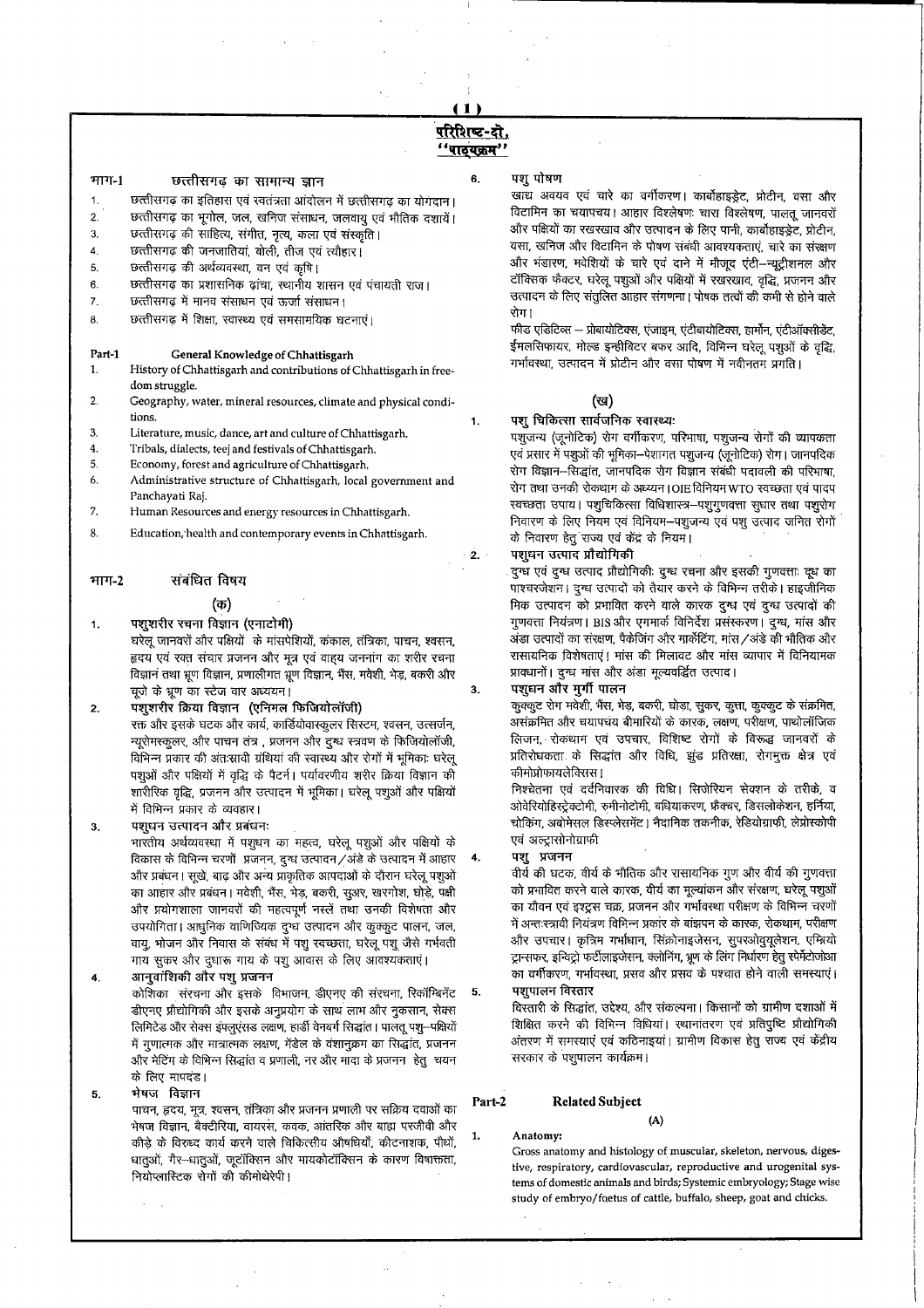## परिशिष्ट-दो, "पाठ्यक्रम"

### भाग-1 छत्तीसगढ़ का सामान्य ज्ञान

1. छत्तीसगढ़ का इतिहास एवं स्वतंत्रता आंदोलन में छत्तीसगढ़ का योगदान।
2. छत्तीसगढ़ का भूगोल, जल, खनिज संसाधन, जलवायु एवं भौतिक दशायें।
3. छत्तीसगढ़ की साहित्य, संगीत, नृत्य, कला एवं संस्कृति।
4. छत्तीसगढ़ की जनजातियां, बोली, तीज एवं त्यौहार।
5. छत्तीसगढ़ की अर्थव्यवस्था, वन एवं कृषि।
6. छत्तीसगढ़ का प्रशासनिक ढ़ांचा, स्थानीय शासन एवं पंचायती राज।
7. छत्तीसगढ़ में मानव संसाधन एवं ऊर्जा संसाधन।
8. छत्तीसगढ़ में शिक्षा, स्वास्थ्य एवं समसामयिक घटनाएं।

### Part-1 General Knowledge of Chhattisgarh

1. History of Chhattisgarh and contributions of Chhattisgarh in freedom struggle.
2. Geography, water, mineral resources, climate and physical conditions.
3. Literature, music, dance, art and culture of Chhattisgarh.
4. Tribals, dialects, teej and festivals of Chhattisgarh.
5. Economy, forest and agriculture of Chhattisgarh.
6. Administrative structure of Chhattisgarh, local government and Panchayati Raj.
7. Human Resources and energy resources in Chhattisgarh.
8. Education, health and contemporary events in Chhattisgarh.

### भाग-2 संबंधित विषय

#### (क)

1. **पशुशरीर रचना विज्ञान (एनाटोमी)**
   घरेलू जानवरों और पक्षियों के मांसपेशियों, कंकाल, तंत्रिका, पाचन, श्वसन, हृदय एवं रक्त संचार प्रजनन और मूत्र एवं वाह्य जननांग का शरीर रचना विज्ञान तथा भ्रूण विज्ञान, प्रणालीगत भ्रूण विज्ञान, भैंस, मवेशी, भेड़, बकरी और चूजे के भ्रूण का स्टेज वार अध्ययन।

2. **पशुशरीर क्रिया विज्ञान (एनिमल फिजियोलॉजी)**
   रक्त और इसके घटक और कार्य, कार्डियोवास्कुलर सिस्टम, श्वसन, उत्सर्जन, न्यूरोमस्कुलर, और पाचन तंत्र, प्रजनन और दुग्ध स्त्रवण के फिजियोलॉजी, विभिन्न प्रकार की अंतःस्रावी ग्रंथियां की स्वास्थ्य और रोगों में भूमिकाः घरेलू पशुओं और पक्षियों में वृद्धि के पैटर्न। पर्यावरणीय शरीर क्रिया विज्ञान की शारीरिक वृद्धि, प्रजनन और उत्पादन में भूमिका। घरेलू पशुओं और पक्षियों में विभिन्न प्रकार के व्यवहार।

3. **पशुधन उत्पादन और प्रबंधनः**
   भारतीय अर्थव्यवस्था में पशुधन का महत्व, घरेलू पशुओं और पक्षियों के विकास के विभिन्न चरणों प्रजनन, दुग्ध उत्पादन/अंडे के उत्पादन में आहार और प्रबंधन। सूखे, बाढ़ और अन्य प्राकृतिक आपदाओं के दौरान घरेलू पशुओं का आहार और प्रबंधन। मवेशी, भैंस, भेड़, बकरी, सुअर, खरगोश, घोड़े, पक्षी और प्रयोगशाला जानवरों की महत्वपूर्ण नस्लें तथा उनकी विशेषता और उपयोगिता। आधुनिक वाणिज्यिक दुग्ध उत्पादन और कुक्कुट पालन, जल, वायु, भोजन और निवास के संबंध में पशु स्वच्छता, घरेलू पशु जैसे गर्भवती गाय सुकर और दुधारू गाय के पशु आवास के लिए आवश्यकताएं।

4. **आनुवांशिकी और पशु प्रजनन**
   कोशिका संरचना और इसके विभाजन, डीएनए की संरचना, रिकॉम्बिनेंट डीएनए प्रौद्योगिकी और इसके अनुप्रयोग के साथ लाभ और नुकसान, सेक्स लिमिटेड और सेक्स इंफ्लुएंसड लक्षण, हार्डी वेनबर्ग सिद्धांत। पालतू पशु-पक्षियों में गुणात्मक और मात्रात्मक लक्षण, मेंडेल के वंशानुक्रम का सिद्धांत, प्रजनन और मेटिंग के विभिन्न सिद्धांत व प्रणाली, नर और मादा के प्रजनन हेतु चयन के लिए मापदंड।

5. **भेषज विज्ञान**
   पाचन, हृदय, मूत्र, श्वसन, तंत्रिका और प्रजनन प्रणाली पर सक्रिय दवाओं का भेषज विज्ञान, बैक्टीरिया, वायरस, कवक, आंतरिक और बाह्य परजीवी और कीड़े के विरुद्ध कार्य करने वाले चिकित्सीय औषधियाँ, कीटनाशक, पौधों, धातुओं, गैर-धातुओं, जूटॉक्सिन और मायकोटॉक्सिन के कारण विषाक्तता, नियोप्लास्टिक रोगों की कीमोथेरेपी।

6. **पशु पोषण**
   खाद्य अवयव एवं चारे का वर्गीकरण। कार्बोहाइड्रेट, प्रोटीन, वसा और विटामिन का चयापचय। आहार विश्लेषणः चारा विश्लेषण, पालतू जानवरों और पक्षियों के रखरखाव और उत्पादन के लिए पानी, कार्बोहाइड्रेट, प्रोटीन, वसा, खनिज और विटामिन के पोषण संबंधी आवश्यकताएं, चारे का संरक्षण और भंडारण, मवेशियों के चारे एवं दाने में मौजूद एंटी-न्यूट्रीशनल और टॉक्सिक फैक्टर, घरेलू पशुओं और पक्षियों में रखरखाव, वृद्धि, प्रजनन और उत्पादन के लिए संतुलित आहार संगणना। पोषक तत्वों की कमी से होने वाले रोग।
   फीड एडिटिव्स – प्रोबायोटिक्स, एंजाइम, एंटीबायोटिक्स, हार्मोन, एंटीऑक्सीडेंट, ईमलसिफायर, मोल्ड इन्हीबिटर बफर आदि, विभिन्न घरेलू पशुओं के वृद्धि, गर्भावस्था, उत्पादन में प्रोटीन और वसा पोषण में नवीनतम प्रगति।

#### (ख)

1. **पशु चिकित्सा सार्वजनिक स्वास्थ्यः**
   पशुजन्य (जूनोटिक) रोग वर्गीकरण, परिभाषा, पशुजन्य रोगों की व्यापकता एवं प्रसार में पशुओं की भूमिका-पेशागत पशुजन्य (जूनोटिक) रोग। जानपदिक रोग विज्ञान-सिद्धांत, जानपदिक रोग विज्ञान संबंधी पदावली की परिभाषा, रोग तथा उनकी रोकथाम के अध्ययन। OIE विनियम WTO स्वच्छता एवं पादप स्वच्छता उपाय। पशुचिकित्सा विधिशास्त्र-पशुगुणवत्ता सुधार तथा पशुरोग निवारण के लिए नियम एवं विनियम-पशुजन्य एवं पशु उत्पाद जनित रोगों के निवारण हेतु राज्य एवं केंद्र के नियम।

2. **पशुधन उत्पाद प्रौद्योगिकी**
   दुग्ध एवं दुग्ध उत्पाद प्रौद्योगिकीः दुग्ध रचना और इसकी गुणवत्ताः दूध का पाश्चरजेशन। दुग्ध उत्पादों को तैयार करने के विभिन्न तरीके। हाइजीनिक मिक उत्पादन को प्रभावित करने वाले कारक दुग्ध एवं दुग्ध उत्पादों की गुणवत्ता नियंत्रण। BIS और एगमार्क विनिर्देश प्रसंस्करण। दुग्ध, मांस और अंडा उत्पादों का संरक्षण, पैकेजिंग और मार्केटिंग, मांस/अंडे की भौतिक और रासायनिक विशेषताएं। मांस की मिलावट और मांस व्यापार में विनियामक प्रावधानों। दुग्ध मांस और अंडा मूल्यवर्द्धित उत्पाद।

3. **पशुधन और मुर्गी पालन**
   कुक्कुट रोग मवेशी, भैंस, भेड़, बकरी, घोड़ा, सुकर, कुत्ता, कुक्कुट के संक्रमित, असंक्रमित और चयापचय बीमारियों के कारक, लक्षण, परीक्षण, पाथोलॉजिक लिजन, रोकथाम एवं उपचार, विशिष्ट रोगों के विरूद्ध जानवरों के प्रतिरोधकता के सिद्धांत और विधि, झुंड प्रतिरक्षा, रोगमुक्त क्षेत्र एवं कीमोप्रोफायलेक्सिस।
   निश्चेतना और दर्दनिवारक की विधि। सिजेरियन सेक्शन के तरीके, व ओवेरियोहिस्ट्रेक्टोमी, रुमीनोटोमी, बधियाकरण, फ्रैक्चर, डिसलोकेशन, हर्निया, चोकिंग, अबोमेसल डिस्प्लेसमेंट। नैदानिक तकनीक, रेडियोग्राफी, लेप्रोस्कोपी एवं अल्ट्रासोनोग्राफी

4. **पशु प्रजनन**
   वीर्य की घटक, वीर्य के भौतिक और रासायनिक गुण और वीर्य की गुणवत्ता को प्रभावित करने वाले कारक, वीर्य का मूल्यांकन और संरक्षण, घरेलू पशुओं का यौवन एवं इस्ट्रस चक्र, प्रजनन और गर्भावस्था परीक्षण के विभिन्न चरणों में अन्तःस्त्रावी नियंत्रण विभिन्न प्रकार के बांझपन के कारक, रोकथाम, परीक्षण और उपचार। कृत्रिम गर्भाधान, सिंक्रोनाइजेसन, सुपरओवुलेशन, एम्ब्रियो ट्रान्सफर, इन्विट्रो फर्टीलाइजेसन, क्लोनिंग, भ्रूण के लिंग निर्धारण हेतु स्पेर्मेटोजोआ का वर्गीकरण, गर्भावस्था, प्रसव और प्रसव के पश्चात होने वाली समस्याएं।

5. **पशुपालन विस्तार**
   विस्तारी के सिद्धांत, उद्देश्य, और संकल्पना। किसानों को ग्रामीण दशाओं में शिक्षित करने की विभिन्न विधियां। स्थानांतरण एवं प्रतिपुष्टि प्रौद्योगिकी अंतरण में समस्याएं एवं कठिनाइयां। ग्रामीण विकास हेतु राज्य एवं केंद्रीय सरकार के पशुपालन कार्यक्रम।

### Part-2 Related Subject

#### (A)

1. **Anatomy:**
   Gross anatomy and histology of muscular, skeleton, nervous, digestive, respiratory, cardiovascular, reproductive and urogenital systems of domestic animals and birds; Systemic embryology; Stage wise study of embryo/foetus of cattle, buffalo, sheep, goat and chicks.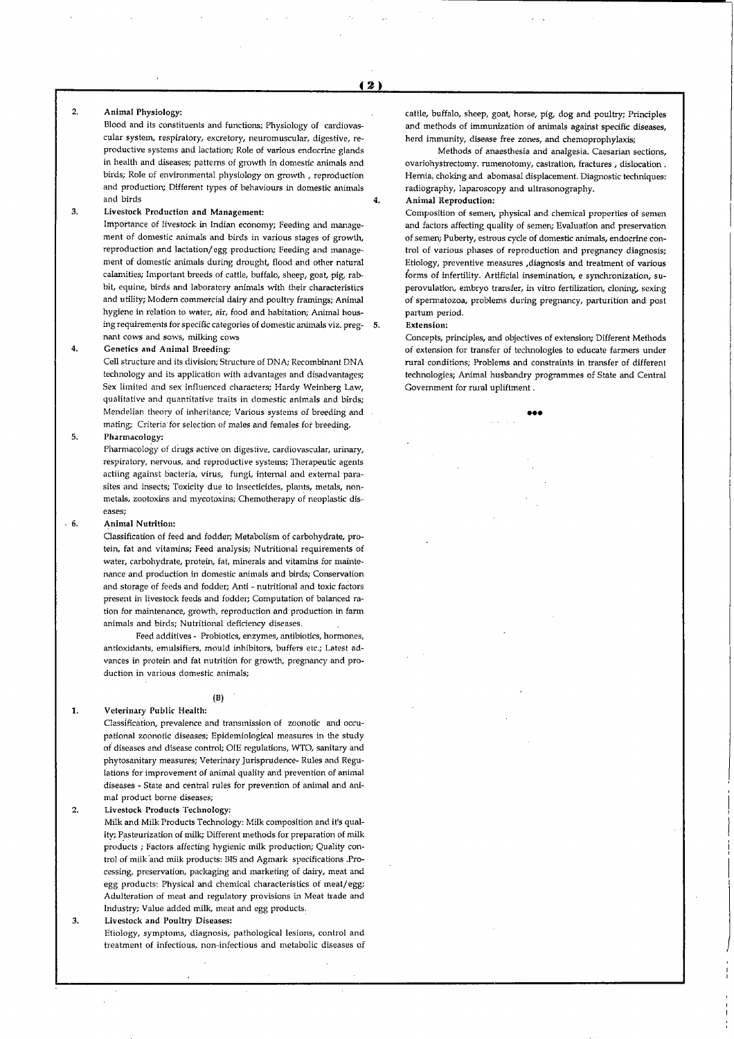2. **Animal Physiology:**

Blood and its constituents and functions; Physiology of cardiovascular system, respiratory, excretory, neuromuscular, digestive, reproductive systems and lactation; Role of various endocrine glands in health and diseases; patterns of growth in domestic animals and birds; Role of environmental physiology on growth , reproduction and production; Different types of behaviours in domestic animals and birds

3. **Livestock Production and Management:**

Importance of livestock in Indian economy; Feeding and management of domestic animals and birds in various stages of growth, reproduction and lactation/egg production; Feeding and management of domestic animals during drought, flood and other natural calamities; Important breeds of cattle, buffalo, sheep, goat, pig, rabbit, equine, birds and laboratory animals with their characteristics and utility; Modern commercial dairy and poultry framings; Animal hygiene in relation to water, air, food and habitation; Animal housing requirements for specific categories of domestic animals viz. pregnant cows and sows, milking cows

4. **Genetics and Animal Breeding:**

Cell structure and its division; Structure of DNA; Recombinant DNA technology and its application with advantages and disadvantages; Sex limited and sex influenced characters; Hardy Weinberg Law, qualitative and quantitative traits in domestic animals and birds; Mendelian theory of inheritance; Various systems of breeding and mating; Criteria for selection of males and females for breeding.

5. **Pharmacology:**

Pharmacology of drugs active on digestive, cardiovascular, urinary, respiratory, nervous, and reproductive systems; Therapeutic agents actiing against bacteria, virus, fungi, internal and external parasites and insects; Toxicity due to insecticides, plants, metals, nonmetals, zootoxins and mycotoxins; Chemotherapy of neoplastic diseases;

6. **Animal Nutrition:**

Classification of feed and fodder; Metabolism of carbohydrate, protein, fat and vitamins; Feed analysis; Nutritional requirements of water, carbohydrate, protein, fat, minerals and vitamins for maintenance and production in domestic animals and birds; Conservation and storage of feeds and fodder; Anti - nutritional and toxic factors present in livestock feeds and fodder; Computation of balanced ration for maintenance, growth, reproduction and production in farm animals and birds; Nutritional deficiency diseases.

Feed additives - Probiotics, enzymes, antibiotics, hormones, antioxidants, emulsifiers, mould inhibitors, buffers etc.; Latest advances in protein and fat nutrition for growth, pregnancy and production in various domestic animals;

(B)

1. **Veterinary Public Health:**

Classification, prevalence and transmission of zoonotic and occupational zoonotic diseases; Epidemiological measures in the study of diseases and disease control; OIE regulations, WTO, sanitary and phytosanitary measures; Veterinary Jurisprudence- Rules and Regulations for improvement of animal quality and prevention of animal diseases - State and central rules for prevention of animal and animal product borne diseases;

2. **Livestock Products Technology:**

Milk and Milk Products Technology: Milk composition and it's quality; Pasteurization of milk; Different methods for preparation of milk products ; Factors affecting hygienic milk production; Quality control of milk and milk products: BIS and Agmark specifications .Processing, preservation, packaging and marketing of dairy, meat and egg products: Physical and chemical characteristics of meat/egg; Adulteration of meat and regulatory provisions in Meat trade and Industry; Value added milk, meat and egg products.

3. **Livestock and Poultry Diseases:**

Etiology, symptoms, diagnosis, pathological lesions, control and treatment of infectious, non-infectious and metabolic diseases of cattle, buffalo, sheep, goat, horse, pig, dog and poultry; Principles and methods of immunization of animals against specific diseases, herd immunity, disease free zones, and chemoprophylaxis;

Methods of anaesthesia and analgesia. Caesarian sections, ovariohystrectomy. rumenotomy, castration, fractures , dislocation . Hernia, choking and abomasal displacement. Diagnostic techniques: radiography, laparoscopy and ultrasonography.

4. **Animal Reproduction:**

Composition of semen, physical and chemical properties of semen and factors affecting quality of semen; Evaluation and preservation of semen; Puberty, estrous cycle of domestic animals, endocrine control of various phases of reproduction and pregnancy diagnosis; Etiology, preventive measures ,diagnosis and treatment of various forms of infertility. Artificial insemination, e synchronization, superovulation, embryo transfer, in vitro fertilization, cloning, sexing of spermatozoa, problems during pregnancy, parturition and post partum period.

5. **Extension:**

Concepts, principles, and objectives of extension; Different Methods of extension for transfer of technologies to educate farmers under rural conditions; Problems and constraints in transfer of different technologies; Animal husbandry programmes of State and Central Government for rural upliftment .

●●●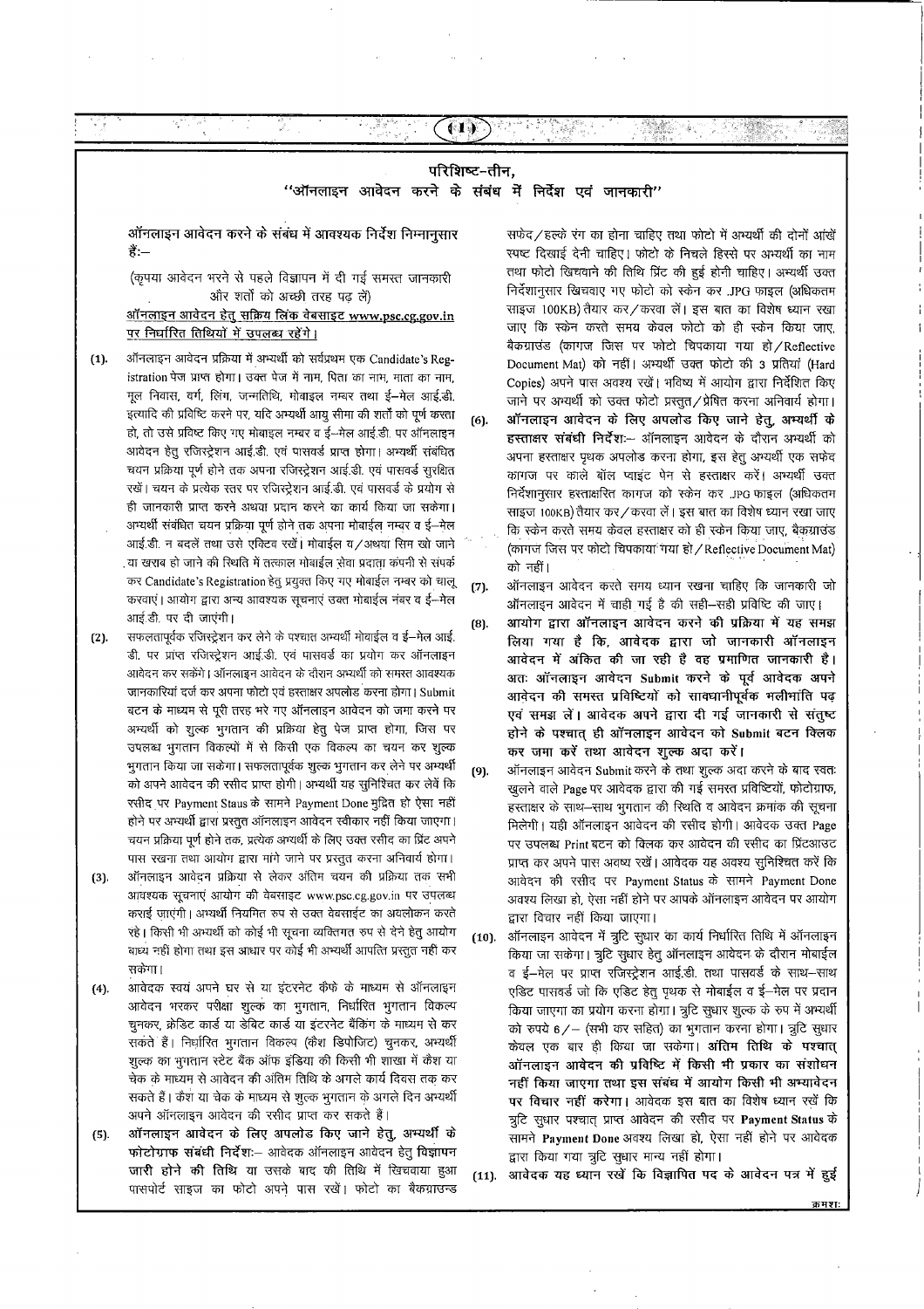## परिशिष्ट-तीन,

## "ऑनलाइन आवेदन करने के संबंध में निर्देश एवं जानकारी"

ऑनलाइन आवेदन करने के संबंध में आवश्यक निर्देश निम्नानुसार हैं:-

(कृपया आवेदन भरने से पहले विज्ञापन में दी गई समस्त जानकारी और शर्तो को अच्छी तरह पढ़ लें)

ऑनलाइन आवेदन हेतु सक्रिय लिंक वेबसाइट www.psc.cg.gov.in पर निर्धारित तिथियों में उपलब्ध रहेंगे।

(1). ऑनलाइन आवेदन प्रक्रिया में अभ्यर्थी को सर्वप्रथम एक Candidate's Registration पेज प्राप्त होगा। उक्त पेज में नाम, पिता का नाम, माता का नाम, मूल निवास, वर्ग, लिंग, जन्मतिथि, मोबाइल नम्बर तथा ई-मेल आई.डी. इत्यादि की प्रविष्टि करने पर, यदि अभ्यर्थी आयु सीमा की शर्तो को पूर्ण करता हो, तो उसे प्रविष्ट किए गए मोबाइल नम्बर व ई-मेल आई.डी. पर ऑनलाइन आवेदन हेतु रजिस्ट्रेशन आई.डी. एवं पासवर्ड प्राप्त होगा। अभ्यर्थी संबंधित चयन प्रक्रिया पूर्ण होने तक अपना रजिस्ट्रेशन आई.डी. एवं पासवर्ड सुरक्षित रखें। चयन के प्रत्येक स्तर पर रजिस्ट्रेशन आई.डी. एवं पासवर्ड के प्रयोग से ही जानकारी प्राप्त करने अथवा प्रदान करने का कार्य किया जा सकेगा। अभ्यर्थी संबंधित चयन प्रक्रिया पूर्ण होने तक अपना मोबाईल नम्बर व ई-मेल आई.डी. न बदलें तथा उसे एक्टिव रखें। मोबाईल व/अथवा सिम खो जाने या खराब हो जाने की स्थिति में तत्काल मोबाईल सेवा प्रदाता कंपनी से संपर्क कर Candidate's Registration हेतु प्रयुक्त किए गए मोबाईल नम्बर को चालू करवाएं। आयोग द्वारा अन्य आवश्यक सूचनाएं उक्त मोबाईल नंबर व ई-मेल आई.डी. पर दी जाएंगी।

(2). सफलतापूर्वक रजिस्ट्रेशन कर लेने के पश्चात् अभ्यर्थी मोबाईल व ई-मेल आई. डी. पर प्राप्त रजिस्ट्रेशन आई.डी. एवं पासवर्ड का प्रयोग कर ऑनलाइन आवेदन कर सकेंगे। ऑनलाइन आवेदन के दौरान अभ्यर्थी को समस्त आवश्यक जानकारियां दर्ज कर अपना फोटो एवं हस्ताक्षर अपलोड करना होगा। Submit बटन के माध्यम से पूरी तरह भरे गए ऑनलाइन आवेदन को जमा करने पर अभ्यर्थी को शुल्क भुगतान की प्रक्रिया हेतु पेज प्राप्त होगा, जिस पर उपलब्ध भुगतान विकल्पों में से किसी एक विकल्प का चयन कर शुल्क भुगतान किया जा सकेगा। सफलतापूर्वक शुल्क भुगतान कर लेने पर अभ्यर्थी को अपने आवेदन की रसीद प्राप्त होगी। अभ्यर्थी यह सुनिश्चित कर लेंवे कि रसीद पर Payment Staus के सामने Payment Done मुद्रित हो ऐसा नहीं होने पर अभ्यर्थी द्वारा प्रस्तुत ऑनलाइन आवेदन स्वीकार नहीं किया जाएगा। चयन प्रक्रिया पूर्ण होने तक, प्रत्येक अभ्यर्थी के लिए उक्त रसीद का प्रिंट अपने पास रखना तथा आयोग द्वारा मांगे जाने पर प्रस्तुत करना अनिवार्य होगा।

(3). ऑनलाइन आवेदन प्रक्रिया से लेकर अंतिम चयन की प्रक्रिया तक सभी आवश्यक सूचनाएं आयोग की वेबसाइट www.psc.cg.gov.in पर उपलब्ध कराई जाएंगी। अभ्यर्थी नियमित रुप से उक्त वेबसाईट का अवलोकन करते रहे। किसी भी अभ्यर्थी को कोई भी सूचना व्यक्तिगत रुप से देने हेतु आयोग बाध्य नहीं होगा तथा इस आधार पर कोई भी अभ्यर्थी आपत्ति प्रस्तुत नहीं कर सकेगा।

(4). आवेदक स्वयं अपने घर से या इंटरनेट कैफे के माध्यम से ऑनलाइन आवेदन भरकर परीक्षा शुल्क का भुगतान, निर्धारित भुगतान विकल्प चुनकर, क्रेडिट कार्ड या डेबिट कार्ड या इंटरनेट बैंकिंग के माध्यम से कर सकते हैं। निर्धारित भुगतान विकल्प (कैश डिपोजिट) चुनकर, अभ्यर्थी शुल्क का भुगतान स्टेट बैंक ऑफ इंडिया की किसी भी शाखा में कैश या चेक के माध्यम से आवेदन की अंतिम तिथि के अगले कार्य दिवस तक कर सकते हैं। कैश या चेक के माध्यम से शुल्क भुगतान के अगले दिन अभ्यर्थी अपने ऑनलाइन आवेदन की रसीद प्राप्त कर सकते हैं।

(5). **ऑनलाइन आवेदन के लिए अपलोड किए जाने हेतु, अभ्यर्थी के फोटोग्राफ संबंधी निर्देशः-** आवेदक ऑनलाइन आवेदन हेतु **विज्ञापन जारी होने की तिथि** या उसके बाद की तिथि में खिंचवाया हुआ पासपोर्ट साइज का फोटो अपने पास रखें। फोटो का बैकग्राउन्ड सफेद/हल्के रंग का होना चाहिए तथा फोटो में अभ्यर्थी की दोनों आंखें स्पष्ट दिखाई देनी चाहिए। फोटो के निचले हिस्से पर अभ्यर्थी का नाम तथा फोटो खिचवाने की तिथि प्रिंट की हुई होनी चाहिए। अभ्यर्थी उक्त निर्देशानुसार खिचवाए गए फोटो को स्केन कर .JPG फाइल (अधिकतम साइज 100KB) तैयार कर/करवा लें। इस बात का विशेष ध्यान रखा जाए कि स्केन करते समय केवल फोटो को ही स्केन किया जाए, बैकग्राउंड (कागज जिस पर फोटो चिपकाया गया हो/Reflective Document Mat) को नहीं। अभ्यर्थी उक्त फोटो की 3 प्रतियां (Hard Copies) अपने पास अवश्य रखें। भविष्य में आयोग द्वारा निर्देशित किए जाने पर अभ्यर्थी को उक्त फोटो प्रस्तुत/प्रेषित करना अनिवार्य होगा।

(6). **ऑनलाइन आवेदन के लिए अपलोड किए जाने हेतु, अभ्यर्थी के हस्ताक्षर संबंधी निर्देशः-** ऑनलाइन आवेदन के दौरान अभ्यर्थी को अपना हस्ताक्षर पृथक अपलोड करना होगा, इस हेतु अभ्यर्थी एक सफेद कागज पर काले बॉल प्वाइंट पेन से हस्ताक्षर करें। अभ्यर्थी उक्त निर्देशानुसार हस्ताक्षरित कागज को स्केन कर .JPG फाइल (अधिकतम साइज 100KB) तैयार कर/करवा लें। इस बात का विशेष ध्यान रखा जाए कि स्केन करते समय केवल हस्ताक्षर को ही स्केन किया जाए, बैकग्राउंड (कागज जिस पर फोटो चिपकाया गया हो/Reflective Document Mat) को नहीं।

(7). ऑनलाइन आवेदन करते समय ध्यान रखना चाहिए कि जानकारी जो ऑनलाइन आवेदन में चाही गई है की सही-सही प्रविष्टि की जाए।

(8). **आयोग द्वारा ऑनलाइन आवेदन करने की प्रक्रिया में यह समझ लिया गया है कि, आवेदक द्वारा जो जानकारी ऑनलाइन आवेदन में अंकित की जा रही है वह प्रमाणित जानकारी है। अतः ऑनलाइन आवेदन Submit करने के पूर्व आवेदक अपने आवेदन की समस्त प्रविष्टियों को सावधानीपूर्वक भलीभांति पढ़ एवं समझ लें। आवेदक अपने द्वारा दी गई जानकारी से संतुष्ट होने के पश्चात् ही ऑनलाइन आवेदन को Submit बटन क्लिक कर जमा करें तथा आवेदन शुल्क अदा करें।**

(9). ऑनलाइन आवेदन Submit करने के तथा शुल्क अदा करने के बाद स्वतः खुलने वाले Page पर आवेदक द्वारा की गई समस्त प्रविष्टियों, फोटोग्राफ, हस्ताक्षर के साथ-साथ भुगतान की स्थिति व आवेदन क्रमांक की सूचना मिलेगी। यही ऑनलाइन आवेदन की रसीद होगी। आवेदक उक्त Page पर उपलब्ध Print बटन को क्लिक कर आवेदन की रसीद का प्रिंटआउट प्राप्त कर अपने पास अवश्य रखें। आवेदक यह अवश्य सुनिश्चित करें कि आवेदन की रसीद पर Payment Status के सामने Payment Done अवश्य लिखा हो, ऐसा नहीं होने पर आपके ऑनलाइन आवेदन पर आयोग द्वारा विचार नहीं किया जाएगा।

(10). ऑनलाइन आवेदन में त्रुटि सुधार का कार्य निर्धारित तिथि में ऑनलाइन किया जा सकेगा। त्रुटि सुधार हेतु ऑनलाइन आवेदन के दौरान मोबाईल व ई-मेल पर प्राप्त रजिस्ट्रेशन आई.डी. तथा पासवर्ड के साथ-साथ एडिट पासवर्ड जो कि एडिट हेतु पृथक से मोबाईल व ई-मेल पर प्रदान किया जाएगा का प्रयोग करना होगा। त्रुटि सुधार शुल्क के रुप में अभ्यर्थी को रुपये 6/- (सभी कर सहित) का भुगतान करना होगा। त्रुटि सुधार केवल एक बार ही किया जा सकेगा। **अंतिम तिथि के पश्चात् ऑनलाइन आवेदन की प्रविष्टि में किसी भी प्रकार का संशोधन नहीं किया जाएगा तथा इस संबंध में आयोग किसी भी अभ्यावेदन पर विचार नहीं करेगा।** आवेदक इस बात का विशेष ध्यान रखें कि त्रुटि सुधार पश्चात् प्राप्त आवेदन की रसीद पर **Payment Status** के सामने **Payment Done** अवश्य लिखा हो, ऐसा नहीं होने पर आवेदक द्वारा किया गया त्रुटि सुधार मान्य नहीं होगा।

(11). **आवेदक यह ध्यान रखें कि विज्ञापित पद के आवेदन पत्र में हुई**

क्रमशः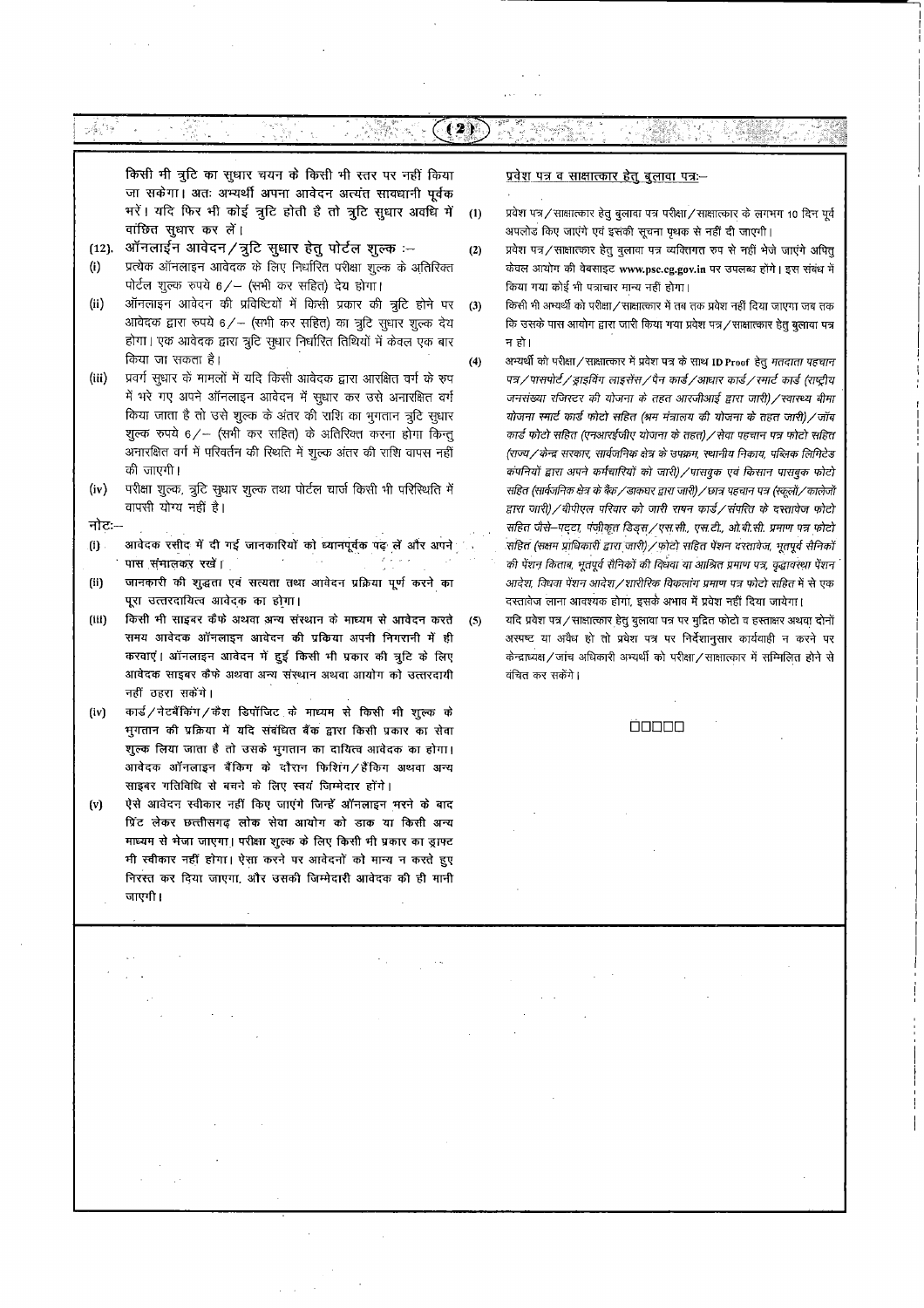किसी भी त्रुटि का सुधार चयन के किसी भी स्तर पर नहीं किया जा सकेगा। अतः अभ्यर्थी अपना आवेदन अत्यंत सावधानी पूर्वक भरें। यदि फिर भी कोई त्रुटि होती है तो त्रुटि सुधार अवधि में वांछित सुधार कर लें।

(12). **ऑनलाईन आवेदन/त्रुटि सुधार हेतु पोर्टल शुल्क :–**

(i) प्रत्येक ऑनलाइन आवेदन के लिए निर्धारित परीक्षा शुल्क के अतिरिक्त पोर्टल शुल्क रुपये 6/– (सभी कर सहित) देय होगा।

(ii) ऑनलाइन आवेदन की प्रविष्टियों में किसी प्रकार की त्रुटि होने पर आवेदक द्वारा रुपये 6/– (सभी कर सहित) का त्रुटि सुधार शुल्क देय होगा। एक आवेदक द्वारा त्रुटि सुधार निर्धारित तिथियों में केवल एक बार किया जा सकता है।

(iii) प्रवर्ग सुधार के मामलों में यदि किसी आवेदक द्वारा आरक्षित वर्ग के रुप में भरे गए अपने ऑनलाइन आवेदन में सुधार कर उसे अनारक्षित वर्ग किया जाता है तो उसे शुल्क के अंतर की राशि का भुगतान त्रुटि सुधार शुल्क रुपये 6/– (सभी कर सहित) के अतिरिक्त करना होगा किन्तु अनारक्षित वर्ग में परिवर्तन की स्थिति में शुल्क अंतर की राशि वापस नहीं की जाएगी।

(iv) परीक्षा शुल्क, त्रुटि सुधार शुल्क तथा पोर्टल चार्ज किसी भी परिस्थिति में वापसी योग्य नहीं है।

नोटः–

(i) आवेदक रसीद में दी गई जानकारियों को ध्यानपूर्वक पढ़ लें और अपने पास संभालकर रखें।

(ii) जानकारी की शुद्धता एवं सत्यता तथा आवेदन प्रक्रिया पूर्ण करने का पूरा उत्तरदायित्व आवेदक का होगा।

(iii) किसी भी साइबर कैफे अथवा अन्य संस्थान के माध्यम से आवेदन करते समय आवेदक ऑनलाइन आवेदन की प्रकिया अपनी निगरानी में ही करवाएं। ऑनलाइन आवेदन में हुई किसी भी प्रकार की त्रुटि के लिए आवेदक साइबर कैफे अथवा अन्य संस्थान अथवा आयोग को उत्तरदायी नहीं ठहरा सकेंगे।

(iv) कार्ड/नेटबैंकिंग/कैश डिपॉजिट के माध्यम से किसी भी शुल्क के भुगतान की प्रक्रिया में यदि संबंधित बैंक द्वारा किसी प्रकार का सेवा शुल्क लिया जाता है तो उसके भुगतान का दायित्व आवेदक का होगा। आवेदक ऑनलाइन बैंकिंग के दौरान फिशिंग/हैकिंग अथवा अन्य साइबर गतिविधि से बचने के लिए स्वयं जिम्मेदार होंगे।

(v) ऐसे आवेदन स्वीकार नहीं किए जाएंगे जिन्हें ऑनलाइन भरने के बाद प्रिंट लेकर छत्तीसगढ़ लोक सेवा आयोग को डाक या किसी अन्य माध्यम से भेजा जाएगा। परीक्षा शुल्क के लिए किसी भी प्रकार का ड्राफ्ट भी स्वीकार नहीं होगा। ऐसा करने पर आवेदनों को मान्य न करते हुए निरस्त कर दिया जाएगा, और उसकी जिम्मेदारी आवेदक की ही मानी जाएगी।

**प्रवेश पत्र व साक्षात्कार हेतु बुलावा पत्रः–**

(1) प्रवेश पत्र/साक्षात्कार हेतु बुलावा पत्र परीक्षा/साक्षात्कार के लगभग 10 दिन पूर्व अपलोड किए जाएंगे एवं इसकी सूचना पृथक से नहीं दी जाएगी।

(2) प्रवेश पत्र/साक्षात्कार हेतु बुलावा पत्र व्यक्तिगत रुप से नहीं भेजे जाएंगे अपितु केवल आयोग की वेबसाइट **www.psc.cg.gov.in** पर उपलब्ध होंगे। इस संबंध में किया गया कोई भी पत्राचार मान्य नहीं होगा।

(3) किसी भी अभ्यर्थी को परीक्षा/साक्षात्कार में तब तक प्रवेश नहीं दिया जाएगा जब तक कि उसके पास आयोग द्वारा जारी किया गया प्रवेश पत्र/साक्षात्कार हेतु बुलावा पत्र न हो।

(4) अभ्यर्थी को परीक्षा/साक्षात्कार में प्रवेश पत्र के साथ **ID Proof** हेतु *मतदाता पहचान पत्र/पासपोर्ट/ड्राइविंग लाइसेंस/पैन कार्ड/आधार कार्ड/स्मार्ट कार्ड (राष्ट्रीय जनसंख्या रजिस्टर की योजना के तहत आरजीआई द्वारा जारी)/स्वास्थ्य बीमा योजना स्मार्ट कार्ड फोटो सहित (श्रम मंत्रालय की योजना के तहत जारी)/जॉब कार्ड फोटो सहित (एनआरईजीए योजना के तहत)/सेवा पहचान पत्र फोटो सहित (राज्य/केन्द्र सरकार, सार्वजनिक क्षेत्र के उपक्रम, स्थानीय निकाय, पब्लिक लिमिटेड कंपनियों द्वारा अपने कर्मचारियों को जारी)/पासबुक एवं किसान पासबुक फोटो सहित (सार्वजनिक क्षेत्र के बैंक/डाकघर द्वारा जारी)/छात्र पहचान पत्र (स्कूलों/कालेजों द्वारा जारी)/बीपीएल परिवार को जारी राशन कार्ड/संपत्ति के दस्तावेज फोटो सहित जैसे–पट्टा, पंजीकृत डिड्स/एस.सी., एस.टी., ओ.बी.सी. प्रमाण पत्र फोटो सहित (सक्षम प्राधिकारी द्वारा जारी)/फोटो सहित पेंशन दस्तावेज, भूतपूर्व सैनिकों की पेंशन किताब, भूतपूर्व सैनिकों की विधवा या आश्रित प्रमाण पत्र, वृद्धावस्था पेंशन आदेश, विधवा पेंशन आदेश/शारीरिक विकलांग प्रमाण पत्र फोटो सहित* में से एक दस्तावेज लाना आवश्यक होगा, इसके अभाव में प्रवेश नहीं दिया जायेगा।

(5) यदि प्रवेश पत्र/साक्षात्कार हेतु बुलावा पत्र पर मुद्रित फोटो व हस्ताक्षर अथवा दोनों अस्पष्ट या अवैध हो तो प्रवेश पत्र पर निर्देशानुसार कार्यवाही न करने पर केन्द्राध्यक्ष/जांच अधिकारी अभ्यर्थी को परीक्षा/साक्षात्कार में सम्मिलित होने से वंचित कर सकेंगे।

□□□□□